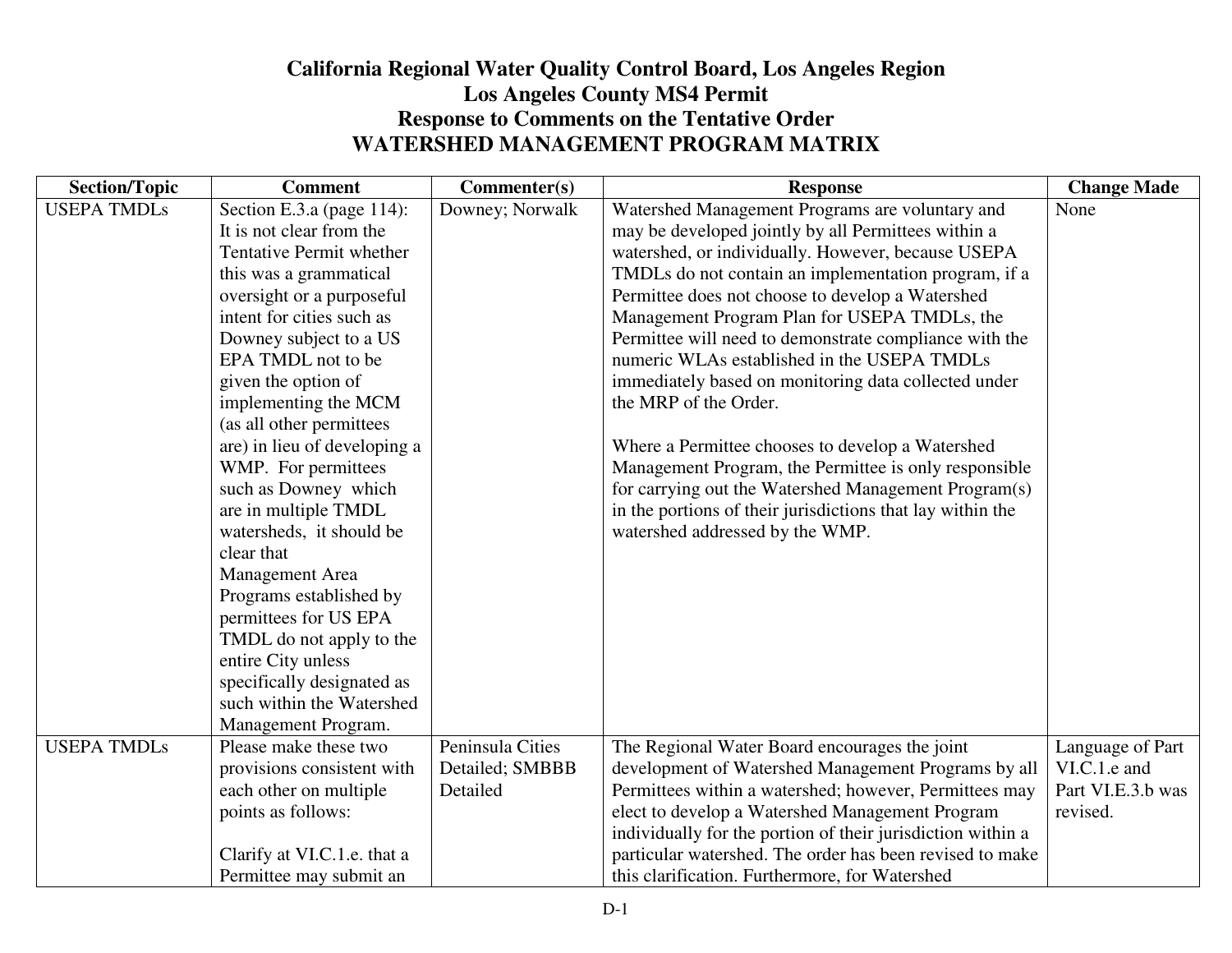# California Regional Water Quality Control Board, Los Angeles Region
# Los Angeles County MS4 Permit
# Response to Comments on the Tentative Order
# WATERSHED MANAGEMENT PROGRAM MATRIX

| Section/Topic | Comment | Commenter(s) | Response | Change Made |
|---|---|---|---|---|
| USEPA TMDLs | Section E.3.a (page 114): It is not clear from the Tentative Permit whether this was a grammatical oversight or a purposeful intent for cities such as Downey subject to a US EPA TMDL not to be given the option of implementing the MCM (as all other permittees are) in lieu of developing a WMP. For permittees such as Downey which are in multiple TMDL watersheds, it should be clear that Management Area Programs established by permittees for US EPA TMDL do not apply to the entire City unless specifically designated as such within the Watershed Management Program. | Downey; Norwalk | Watershed Management Programs are voluntary and may be developed jointly by all Permittees within a watershed, or individually. However, because USEPA TMDLs do not contain an implementation program, if a Permittee does not choose to develop a Watershed Management Program Plan for USEPA TMDLs, the Permittee will need to demonstrate compliance with the numeric WLAs established in the USEPA TMDLs immediately based on monitoring data collected under the MRP of the Order.<br><br>Where a Permittee chooses to develop a Watershed Management Program, the Permittee is only responsible for carrying out the Watershed Management Program(s) in the portions of their jurisdictions that lay within the watershed addressed by the WMP. | None |
| USEPA TMDLs | Please make these two provisions consistent with each other on multiple points as follows:<br><br>Clarify at VI.C.1.e. that a Permittee may submit an | Peninsula Cities Detailed; SMBBB Detailed | The Regional Water Board encourages the joint development of Watershed Management Programs by all Permittees within a watershed; however, Permittees may elect to develop a Watershed Management Program individually for the portion of their jurisdiction within a particular watershed. The order has been revised to make this clarification. Furthermore, for Watershed | Language of Part VI.C.1.e and Part VI.E.3.b was revised. |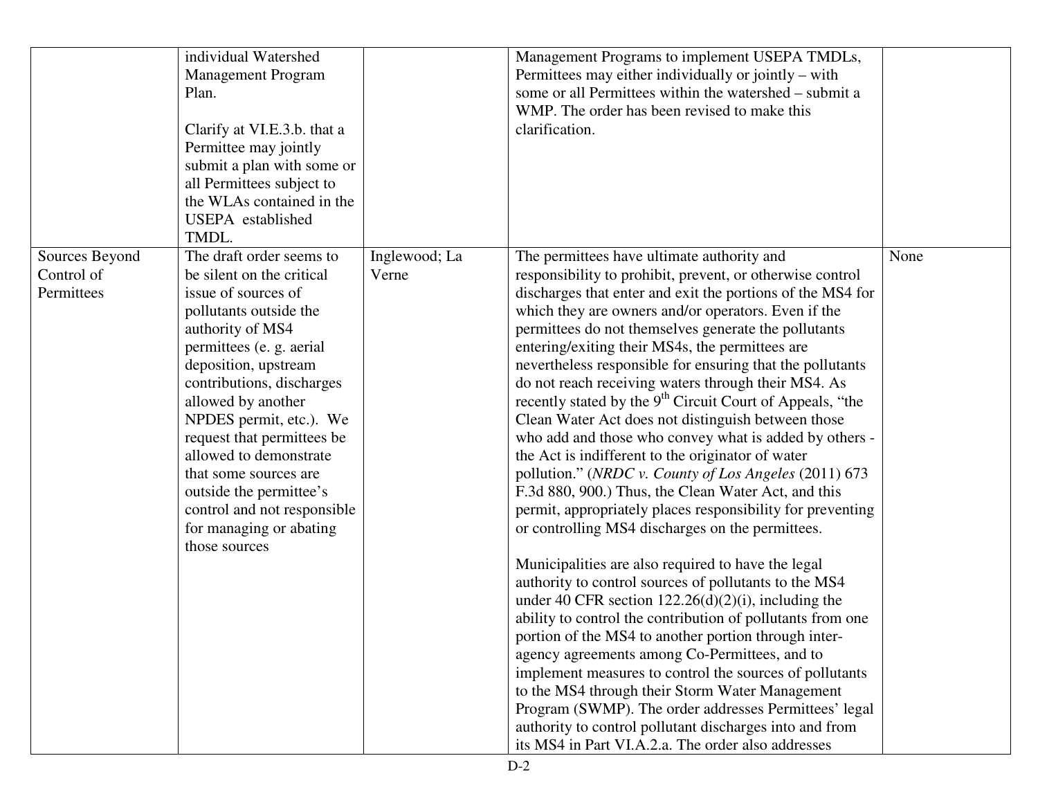|  |  |  |  |  |
|---|---|---|---|---|
|  | individual Watershed Management Program Plan.<br><br>Clarify at VI.E.3.b. that a Permittee may jointly submit a plan with some or all Permittees subject to the WLAs contained in the USEPA established TMDL. |  | Management Programs to implement USEPA TMDLs, Permittees may either individually or jointly – with some or all Permittees within the watershed – submit a WMP. The order has been revised to make this clarification. |  |
| Sources Beyond Control of Permittees | The draft order seems to be silent on the critical issue of sources of pollutants outside the authority of MS4 permittees (e. g. aerial deposition, upstream contributions, discharges allowed by another NPDES permit, etc.). We request that permittees be allowed to demonstrate that some sources are outside the permittee's control and not responsible for managing or abating those sources | Inglewood; La Verne | The permittees have ultimate authority and responsibility to prohibit, prevent, or otherwise control discharges that enter and exit the portions of the MS4 for which they are owners and/or operators. Even if the permittees do not themselves generate the pollutants entering/exiting their MS4s, the permittees are nevertheless responsible for ensuring that the pollutants do not reach receiving waters through their MS4. As recently stated by the 9th Circuit Court of Appeals, "the Clean Water Act does not distinguish between those who add and those who convey what is added by others - the Act is indifferent to the originator of water pollution." (*NRDC v. County of Los Angeles* (2011) 673 F.3d 880, 900.) Thus, the Clean Water Act, and this permit, appropriately places responsibility for preventing or controlling MS4 discharges on the permittees.<br><br>Municipalities are also required to have the legal authority to control sources of pollutants to the MS4 under 40 CFR section 122.26(d)(2)(i), including the ability to control the contribution of pollutants from one portion of the MS4 to another portion through inter-agency agreements among Co-Permittees, and to implement measures to control the sources of pollutants to the MS4 through their Storm Water Management Program (SWMP). The order addresses Permittees' legal authority to control pollutant discharges into and from its MS4 in Part VI.A.2.a. The order also addresses | None |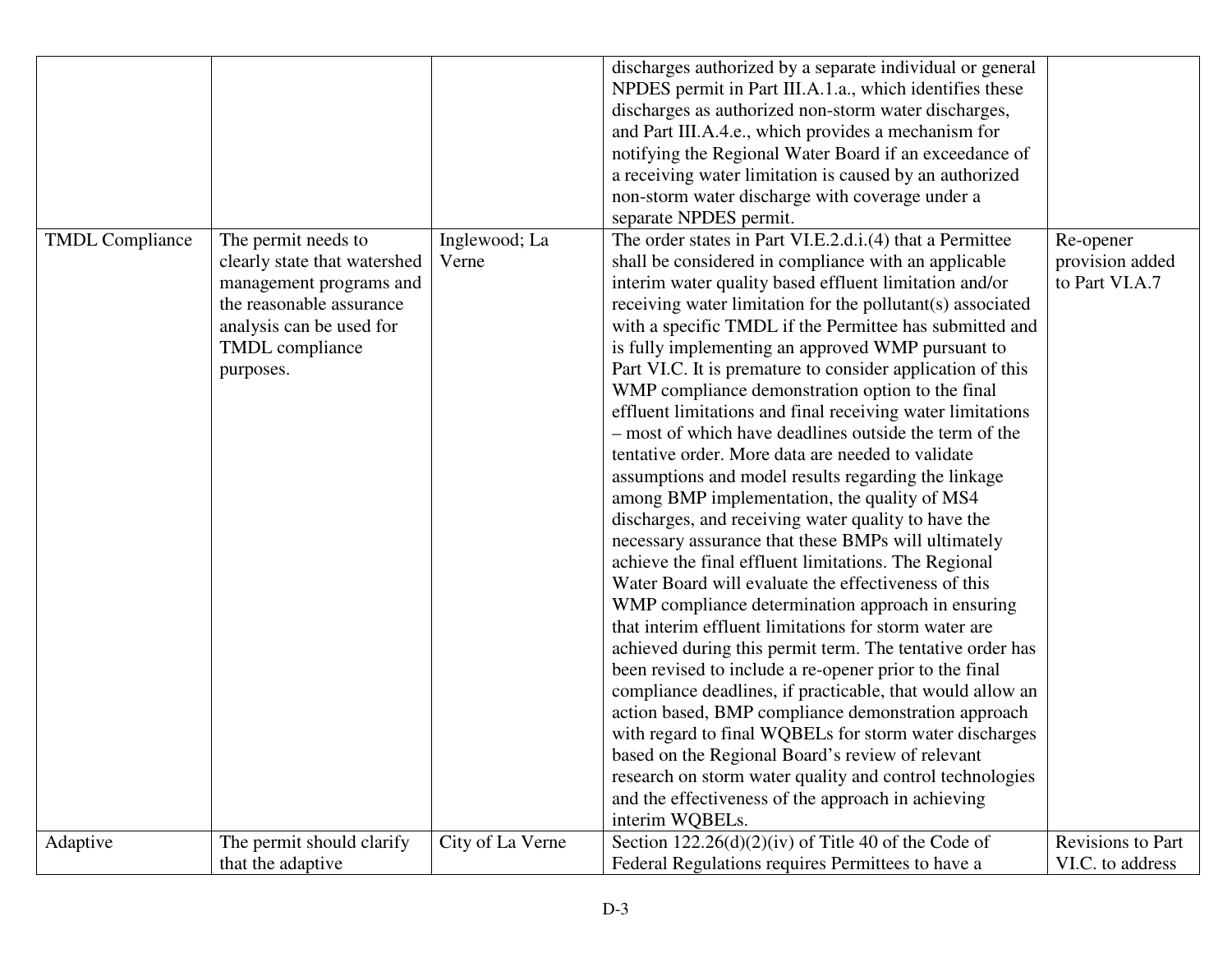| | | | | |
|---|---|---|---|---|
| | | | discharges authorized by a separate individual or general NPDES permit in Part III.A.1.a., which identifies these discharges as authorized non-storm water discharges, and Part III.A.4.e., which provides a mechanism for notifying the Regional Water Board if an exceedance of a receiving water limitation is caused by an authorized non-storm water discharge with coverage under a separate NPDES permit. | |
| TMDL Compliance | The permit needs to clearly state that watershed management programs and the reasonable assurance analysis can be used for TMDL compliance purposes. | Inglewood; La Verne | The order states in Part VI.E.2.d.i.(4) that a Permittee shall be considered in compliance with an applicable interim water quality based effluent limitation and/or receiving water limitation for the pollutant(s) associated with a specific TMDL if the Permittee has submitted and is fully implementing an approved WMP pursuant to Part VI.C. It is premature to consider application of this WMP compliance demonstration option to the final effluent limitations and final receiving water limitations – most of which have deadlines outside the term of the tentative order. More data are needed to validate assumptions and model results regarding the linkage among BMP implementation, the quality of MS4 discharges, and receiving water quality to have the necessary assurance that these BMPs will ultimately achieve the final effluent limitations. The Regional Water Board will evaluate the effectiveness of this WMP compliance determination approach in ensuring that interim effluent limitations for storm water are achieved during this permit term. The tentative order has been revised to include a re-opener prior to the final compliance deadlines, if practicable, that would allow an action based, BMP compliance demonstration approach with regard to final WQBELs for storm water discharges based on the Regional Board's review of relevant research on storm water quality and control technologies and the effectiveness of the approach in achieving interim WQBELs. | Re-opener provision added to Part VI.A.7 |
| Adaptive | The permit should clarify that the adaptive | City of La Verne | Section 122.26(d)(2)(iv) of Title 40 of the Code of Federal Regulations requires Permittees to have a | Revisions to Part VI.C. to address |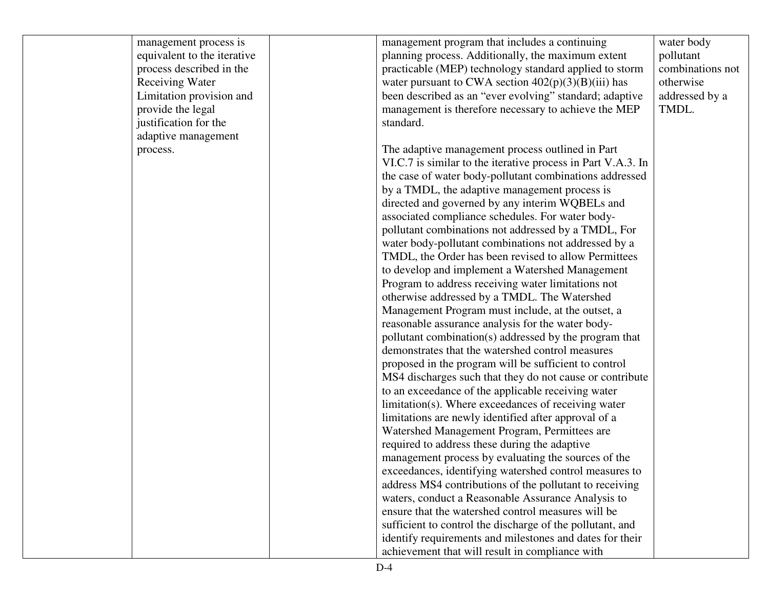| | | | | |
|---|---|---|---|---|
| | management process is equivalent to the iterative process described in the Receiving Water Limitation provision and provide the legal justification for the adaptive management process. | | management program that includes a continuing planning process. Additionally, the maximum extent practicable (MEP) technology standard applied to storm water pursuant to CWA section 402(p)(3)(B)(iii) has been described as an "ever evolving" standard; adaptive management is therefore necessary to achieve the MEP standard.<br><br>The adaptive management process outlined in Part VI.C.7 is similar to the iterative process in Part V.A.3. In the case of water body-pollutant combinations addressed by a TMDL, the adaptive management process is directed and governed by any interim WQBELs and associated compliance schedules. For water body-pollutant combinations not addressed by a TMDL, For water body-pollutant combinations not addressed by a TMDL, the Order has been revised to allow Permittees to develop and implement a Watershed Management Program to address receiving water limitations not otherwise addressed by a TMDL. The Watershed Management Program must include, at the outset, a reasonable assurance analysis for the water body-pollutant combination(s) addressed by the program that demonstrates that the watershed control measures proposed in the program will be sufficient to control MS4 discharges such that they do not cause or contribute to an exceedance of the applicable receiving water limitation(s). Where exceedances of receiving water limitations are newly identified after approval of a Watershed Management Program, Permittees are required to address these during the adaptive management process by evaluating the sources of the exceedances, identifying watershed control measures to address MS4 contributions of the pollutant to receiving waters, conduct a Reasonable Assurance Analysis to ensure that the watershed control measures will be sufficient to control the discharge of the pollutant, and identify requirements and milestones and dates for their achievement that will result in compliance with | water body pollutant combinations not otherwise addressed by a TMDL. |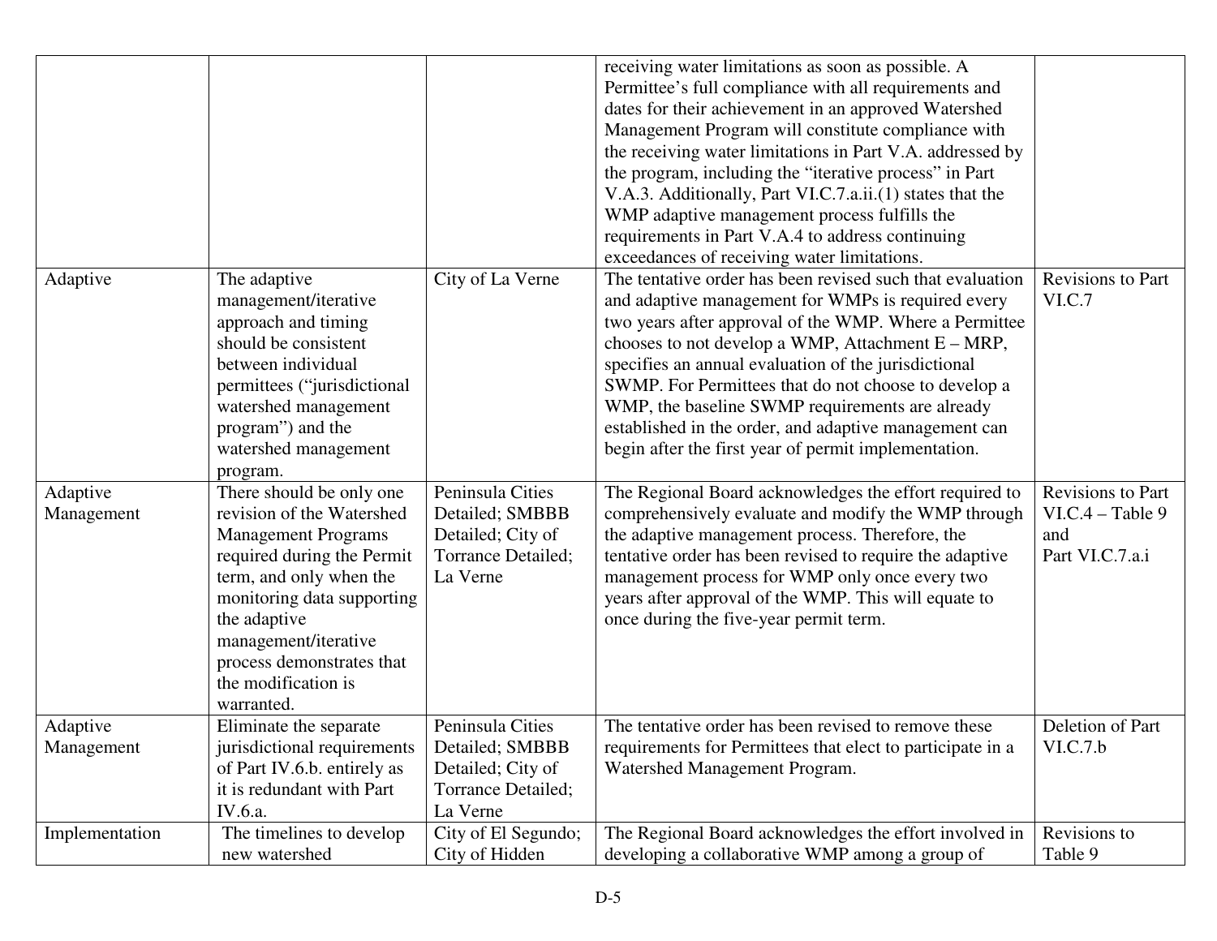| | | | | |
|---|---|---|---|---|
| | | | receiving water limitations as soon as possible. A Permittee's full compliance with all requirements and dates for their achievement in an approved Watershed Management Program will constitute compliance with the receiving water limitations in Part V.A. addressed by the program, including the "iterative process" in Part V.A.3. Additionally, Part VI.C.7.a.ii.(1) states that the WMP adaptive management process fulfills the requirements in Part V.A.4 to address continuing exceedances of receiving water limitations. | |
| Adaptive | The adaptive management/iterative approach and timing should be consistent between individual permittees ("jurisdictional watershed management program") and the watershed management program. | City of La Verne | The tentative order has been revised such that evaluation and adaptive management for WMPs is required every two years after approval of the WMP. Where a Permittee chooses to not develop a WMP, Attachment E – MRP, specifies an annual evaluation of the jurisdictional SWMP. For Permittees that do not choose to develop a WMP, the baseline SWMP requirements are already established in the order, and adaptive management can begin after the first year of permit implementation. | Revisions to Part VI.C.7 |
| Adaptive Management | There should be only one revision of the Watershed Management Programs required during the Permit term, and only when the monitoring data supporting the adaptive management/iterative process demonstrates that the modification is warranted. | Peninsula Cities Detailed; SMBBB Detailed; City of Torrance Detailed; La Verne | The Regional Board acknowledges the effort required to comprehensively evaluate and modify the WMP through the adaptive management process. Therefore, the tentative order has been revised to require the adaptive management process for WMP only once every two years after approval of the WMP. This will equate to once during the five-year permit term. | Revisions to Part VI.C.4 – Table 9 and Part VI.C.7.a.i |
| Adaptive Management | Eliminate the separate jurisdictional requirements of Part IV.6.b. entirely as it is redundant with Part IV.6.a. | Peninsula Cities Detailed; SMBBB Detailed; City of Torrance Detailed; La Verne | The tentative order has been revised to remove these requirements for Permittees that elect to participate in a Watershed Management Program. | Deletion of Part VI.C.7.b |
| Implementation | The timelines to develop new watershed | City of El Segundo; City of Hidden | The Regional Board acknowledges the effort involved in developing a collaborative WMP among a group of | Revisions to Table 9 |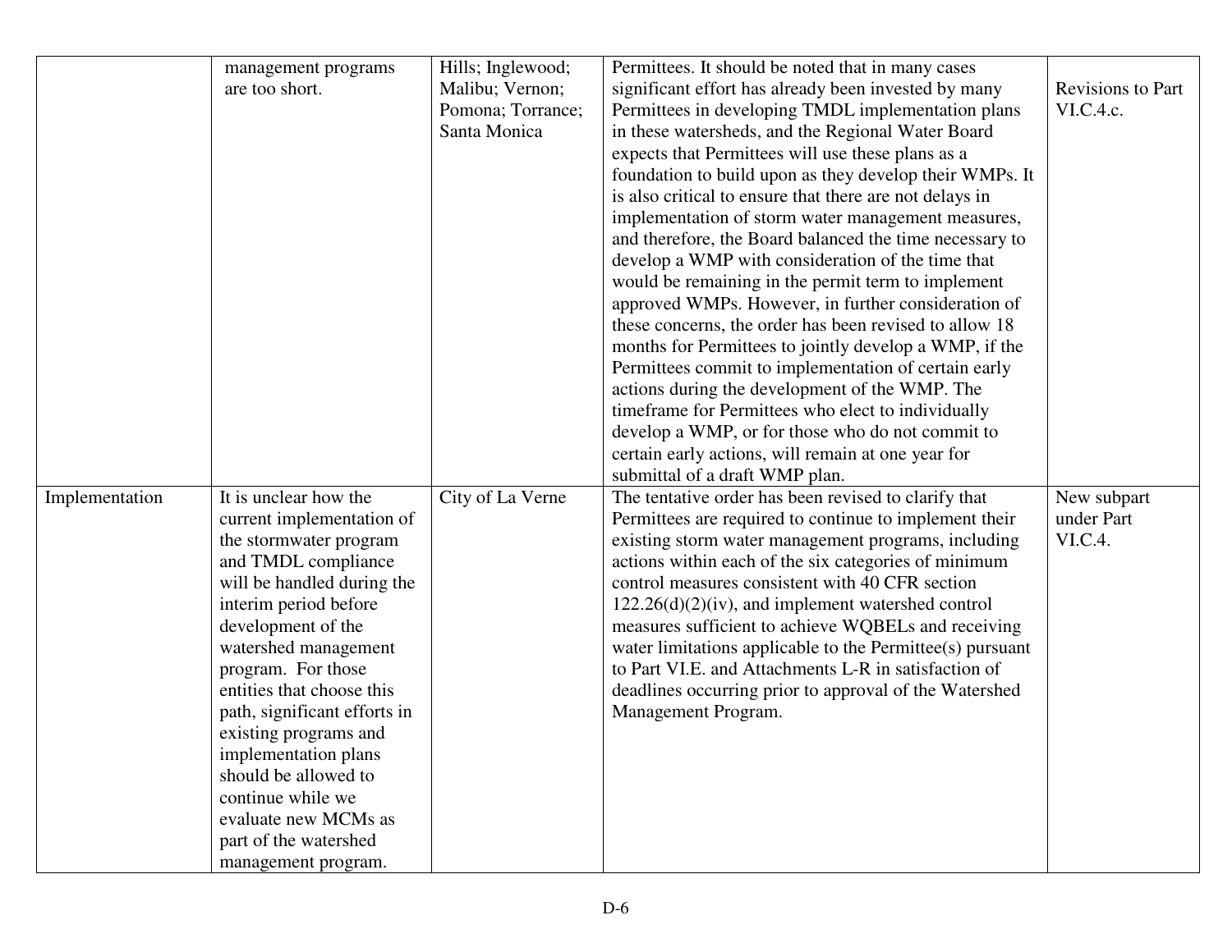| | | | | |
|---|---|---|---|---|
| | management programs are too short. | Hills; Inglewood; Malibu; Vernon; Pomona; Torrance; Santa Monica | Permittees. It should be noted that in many cases significant effort has already been invested by many Permittees in developing TMDL implementation plans in these watersheds, and the Regional Water Board expects that Permittees will use these plans as a foundation to build upon as they develop their WMPs. It is also critical to ensure that there are not delays in implementation of storm water management measures, and therefore, the Board balanced the time necessary to develop a WMP with consideration of the time that would be remaining in the permit term to implement approved WMPs. However, in further consideration of these concerns, the order has been revised to allow 18 months for Permittees to jointly develop a WMP, if the Permittees commit to implementation of certain early actions during the development of the WMP. The timeframe for Permittees who elect to individually develop a WMP, or for those who do not commit to certain early actions, will remain at one year for submittal of a draft WMP plan. | Revisions to Part VI.C.4.c. |
| Implementation | It is unclear how the current implementation of the stormwater program and TMDL compliance will be handled during the interim period before development of the watershed management program. For those entities that choose this path, significant efforts in existing programs and implementation plans should be allowed to continue while we evaluate new MCMs as part of the watershed management program. | City of La Verne | The tentative order has been revised to clarify that Permittees are required to continue to implement their existing storm water management programs, including actions within each of the six categories of minimum control measures consistent with 40 CFR section 122.26(d)(2)(iv), and implement watershed control measures sufficient to achieve WQBELs and receiving water limitations applicable to the Permittee(s) pursuant to Part VI.E. and Attachments L-R in satisfaction of deadlines occurring prior to approval of the Watershed Management Program. | New subpart under Part VI.C.4. |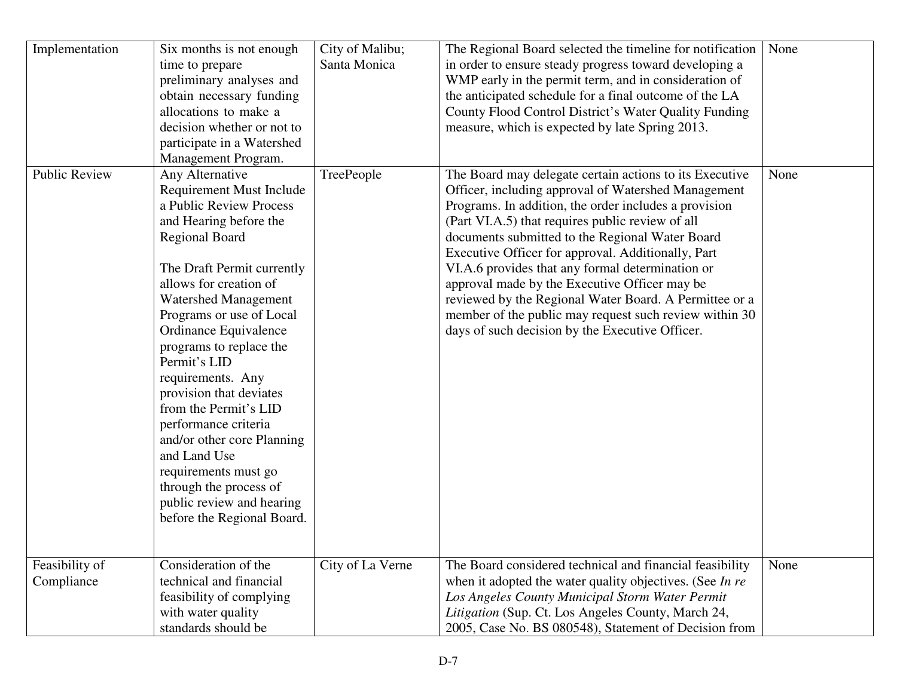| Implementation | Six months is not enough time to prepare preliminary analyses and obtain necessary funding allocations to make a decision whether or not to participate in a Watershed Management Program. | City of Malibu; Santa Monica | The Regional Board selected the timeline for notification in order to ensure steady progress toward developing a WMP early in the permit term, and in consideration of the anticipated schedule for a final outcome of the LA County Flood Control District's Water Quality Funding measure, which is expected by late Spring 2013. | None |
|---|---|---|---|---|
| Public Review | Any Alternative Requirement Must Include a Public Review Process and Hearing before the Regional Board<br><br>The Draft Permit currently allows for creation of Watershed Management Programs or use of Local Ordinance Equivalence programs to replace the Permit's LID requirements. Any provision that deviates from the Permit's LID performance criteria and/or other core Planning and Land Use requirements must go through the process of public review and hearing before the Regional Board. | TreePeople | The Board may delegate certain actions to its Executive Officer, including approval of Watershed Management Programs. In addition, the order includes a provision (Part VI.A.5) that requires public review of all documents submitted to the Regional Water Board Executive Officer for approval. Additionally, Part VI.A.6 provides that any formal determination or approval made by the Executive Officer may be reviewed by the Regional Water Board. A Permittee or a member of the public may request such review within 30 days of such decision by the Executive Officer. | None |
| Feasibility of Compliance | Consideration of the technical and financial feasibility of complying with water quality standards should be | City of La Verne | The Board considered technical and financial feasibility when it adopted the water quality objectives. (See *In re Los Angeles County Municipal Storm Water Permit Litigation* (Sup. Ct. Los Angeles County, March 24, 2005, Case No. BS 080548), Statement of Decision from | None |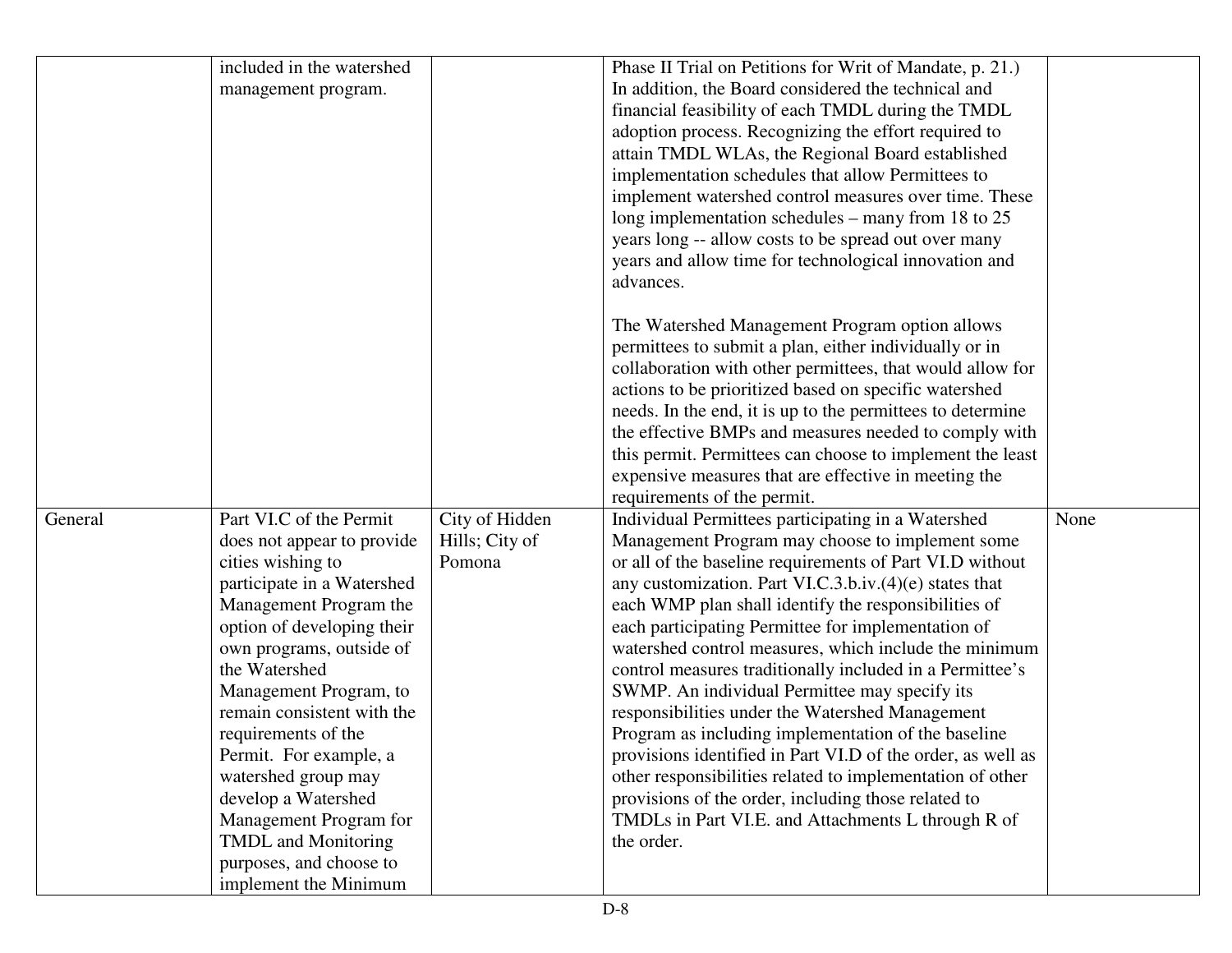| | | | | |
|---|---|---|---|---|
| | included in the watershed management program. | | Phase II Trial on Petitions for Writ of Mandate, p. 21.) In addition, the Board considered the technical and financial feasibility of each TMDL during the TMDL adoption process. Recognizing the effort required to attain TMDL WLAs, the Regional Board established implementation schedules that allow Permittees to implement watershed control measures over time. These long implementation schedules – many from 18 to 25 years long -- allow costs to be spread out over many years and allow time for technological innovation and advances.<br><br>The Watershed Management Program option allows permittees to submit a plan, either individually or in collaboration with other permittees, that would allow for actions to be prioritized based on specific watershed needs. In the end, it is up to the permittees to determine the effective BMPs and measures needed to comply with this permit. Permittees can choose to implement the least expensive measures that are effective in meeting the requirements of the permit. | |
| General | Part VI.C of the Permit does not appear to provide cities wishing to participate in a Watershed Management Program the option of developing their own programs, outside of the Watershed Management Program, to remain consistent with the requirements of the Permit. For example, a watershed group may develop a Watershed Management Program for TMDL and Monitoring purposes, and choose to implement the Minimum | City of Hidden Hills; City of Pomona | Individual Permittees participating in a Watershed Management Program may choose to implement some or all of the baseline requirements of Part VI.D without any customization. Part VI.C.3.b.iv.(4)(e) states that each WMP plan shall identify the responsibilities of each participating Permittee for implementation of watershed control measures, which include the minimum control measures traditionally included in a Permittee's SWMP. An individual Permittee may specify its responsibilities under the Watershed Management Program as including implementation of the baseline provisions identified in Part VI.D of the order, as well as other responsibilities related to implementation of other provisions of the order, including those related to TMDLs in Part VI.E. and Attachments L through R of the order. | None |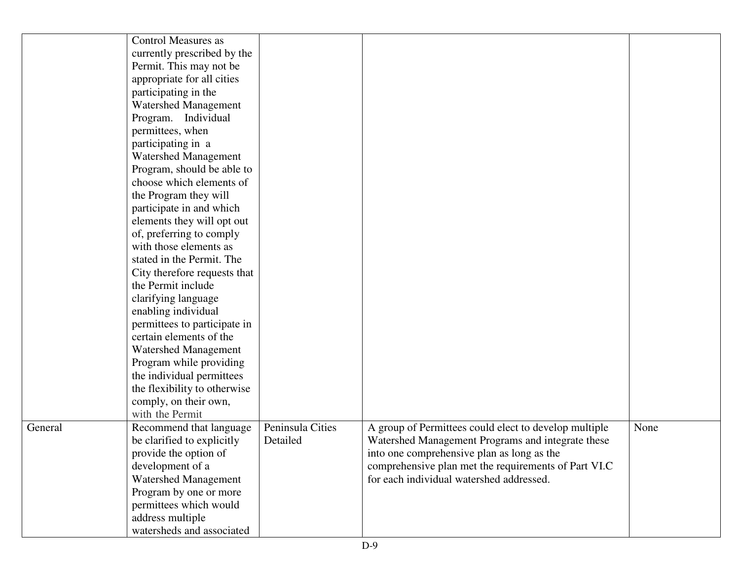| | | | | |
|---|---|---|---|---|
| | Control Measures as currently prescribed by the Permit. This may not be appropriate for all cities participating in the Watershed Management Program. Individual permittees, when participating in a Watershed Management Program, should be able to choose which elements of the Program they will participate in and which elements they will opt out of, preferring to comply with those elements as stated in the Permit. The City therefore requests that the Permit include clarifying language enabling individual permittees to participate in certain elements of the Watershed Management Program while providing the individual permittees the flexibility to otherwise comply, on their own, with the Permit | | | |
| General | Recommend that language be clarified to explicitly provide the option of development of a Watershed Management Program by one or more permittees which would address multiple watersheds and associated | Peninsula Cities Detailed | A group of Permittees could elect to develop multiple Watershed Management Programs and integrate these into one comprehensive plan as long as the comprehensive plan met the requirements of Part VI.C for each individual watershed addressed. | None |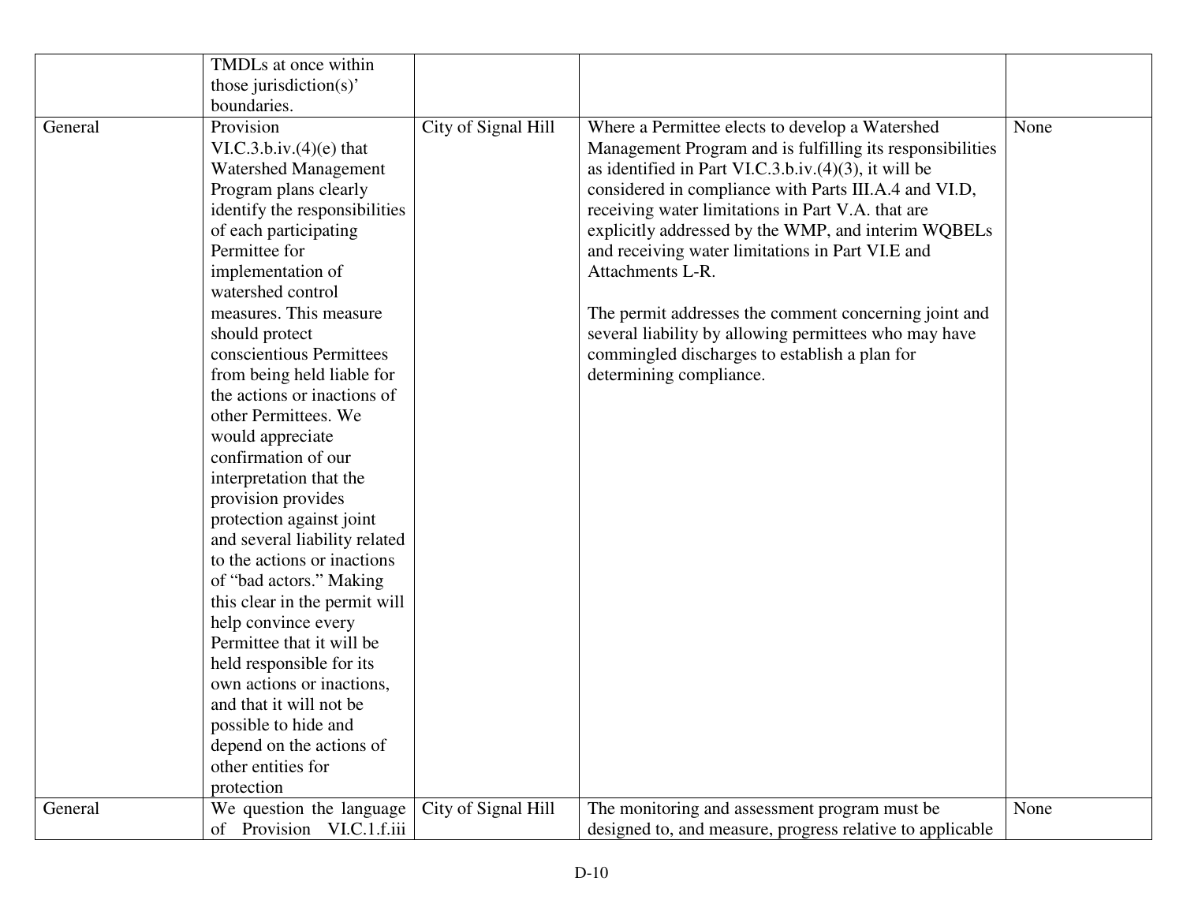| | | | | |
|---|---|---|---|---|
| | TMDLs at once within those jurisdiction(s)' boundaries. | | | |
| General | Provision VI.C.3.b.iv.(4)(e) that Watershed Management Program plans clearly identify the responsibilities of each participating Permittee for implementation of watershed control measures. This measure should protect conscientious Permittees from being held liable for the actions or inactions of other Permittees. We would appreciate confirmation of our interpretation that the provision provides protection against joint and several liability related to the actions or inactions of "bad actors." Making this clear in the permit will help convince every Permittee that it will be held responsible for its own actions or inactions, and that it will not be possible to hide and depend on the actions of other entities for protection | City of Signal Hill | Where a Permittee elects to develop a Watershed Management Program and is fulfilling its responsibilities as identified in Part VI.C.3.b.iv.(4)(3), it will be considered in compliance with Parts III.A.4 and VI.D, receiving water limitations in Part V.A. that are explicitly addressed by the WMP, and interim WQBELs and receiving water limitations in Part VI.E and Attachments L-R.<br><br>The permit addresses the comment concerning joint and several liability by allowing permittees who may have commingled discharges to establish a plan for determining compliance. | None |
| General | We question the language of Provision VI.C.1.f.iii | City of Signal Hill | The monitoring and assessment program must be designed to, and measure, progress relative to applicable | None |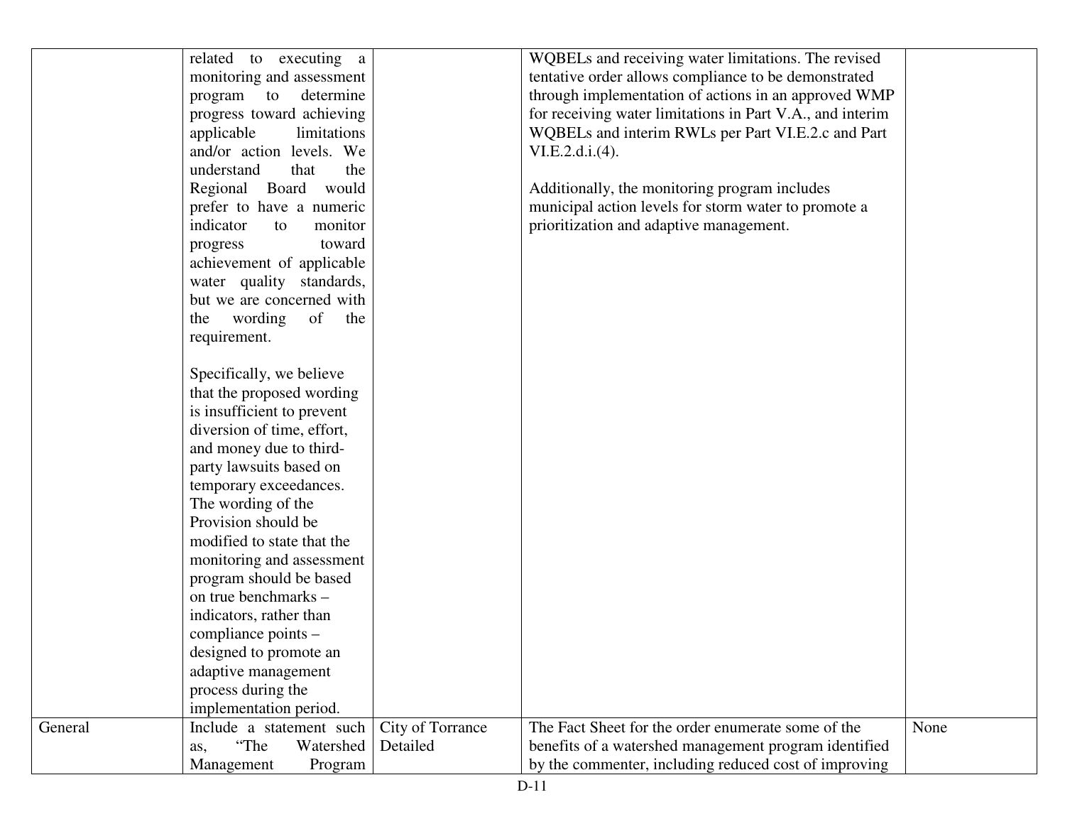| | | | | |
|---|---|---|---|---|
| | related to executing a monitoring and assessment program to determine progress toward achieving applicable limitations and/or action levels. We understand that the Regional Board would prefer to have a numeric indicator to monitor progress toward achievement of applicable water quality standards, but we are concerned with the wording of the requirement.<br><br>Specifically, we believe that the proposed wording is insufficient to prevent diversion of time, effort, and money due to third-party lawsuits based on temporary exceedances. The wording of the Provision should be modified to state that the monitoring and assessment program should be based on true benchmarks – indicators, rather than compliance points – designed to promote an adaptive management process during the implementation period. | | WQBELs and receiving water limitations. The revised tentative order allows compliance to be demonstrated through implementation of actions in an approved WMP for receiving water limitations in Part V.A., and interim WQBELs and interim RWLs per Part VI.E.2.c and Part VI.E.2.d.i.(4).<br><br>Additionally, the monitoring program includes municipal action levels for storm water to promote a prioritization and adaptive management. | |
| General | Include a statement such as, "The Watershed Management Program | City of Torrance Detailed | The Fact Sheet for the order enumerate some of the benefits of a watershed management program identified by the commenter, including reduced cost of improving | None |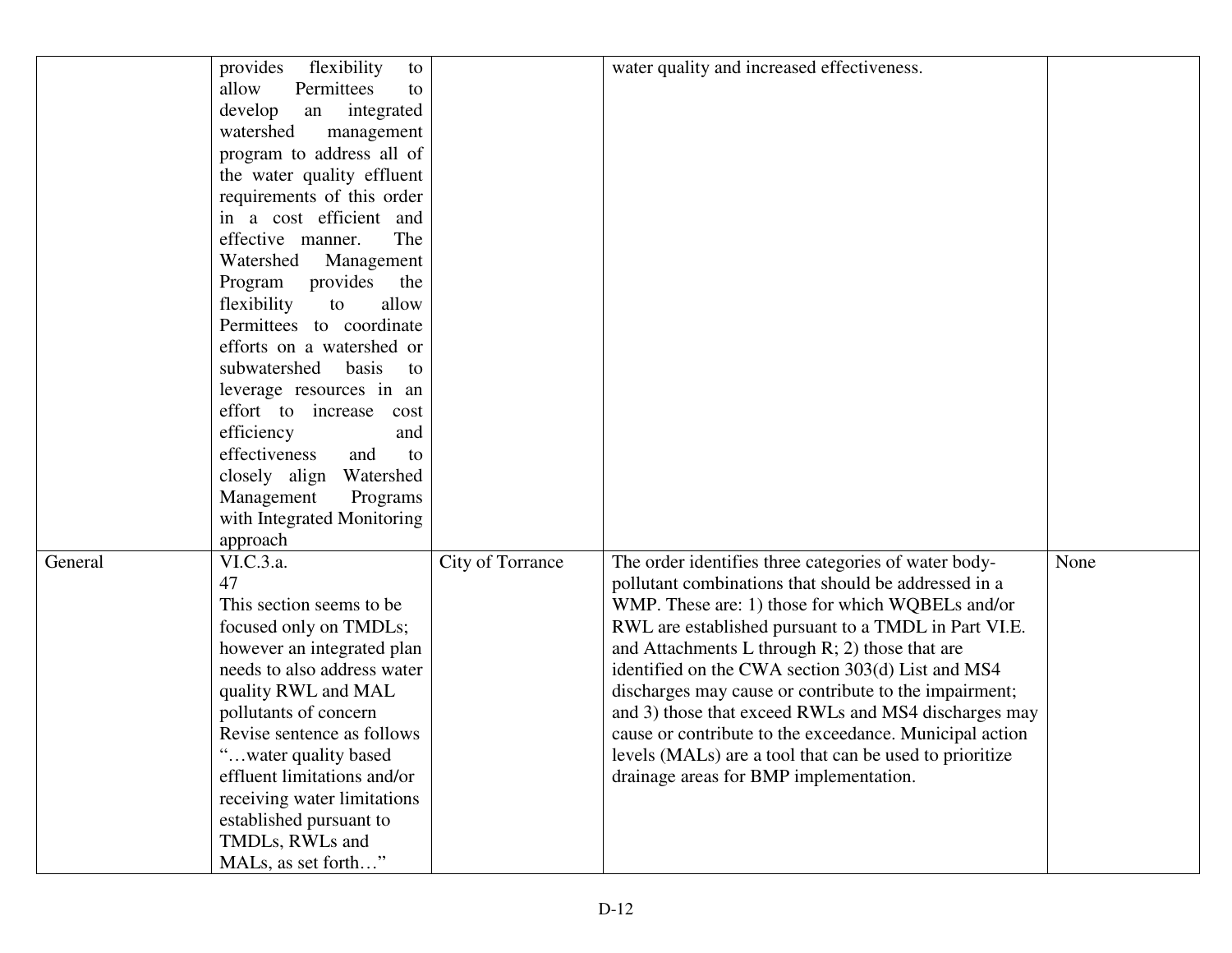| | | | | |
|---|---|---|---|---|
| | provides flexibility to allow Permittees to develop an integrated watershed management program to address all of the water quality effluent requirements of this order in a cost efficient and effective manner. The Watershed Management Program provides the flexibility to allow Permittees to coordinate efforts on a watershed or subwatershed basis to leverage resources in an effort to increase cost efficiency and effectiveness and to closely align Watershed Management Programs with Integrated Monitoring approach | | water quality and increased effectiveness. | |
| General | VI.C.3.a.<br>47<br>This section seems to be focused only on TMDLs; however an integrated plan needs to also address water quality RWL and MAL pollutants of concern Revise sentence as follows "…water quality based effluent limitations and/or receiving water limitations established pursuant to TMDLs, RWLs and MALs, as set forth…" | City of Torrance | The order identifies three categories of water body-pollutant combinations that should be addressed in a WMP. These are: 1) those for which WQBELs and/or RWL are established pursuant to a TMDL in Part VI.E. and Attachments L through R; 2) those that are identified on the CWA section 303(d) List and MS4 discharges may cause or contribute to the impairment; and 3) those that exceed RWLs and MS4 discharges may cause or contribute to the exceedance. Municipal action levels (MALs) are a tool that can be used to prioritize drainage areas for BMP implementation. | None |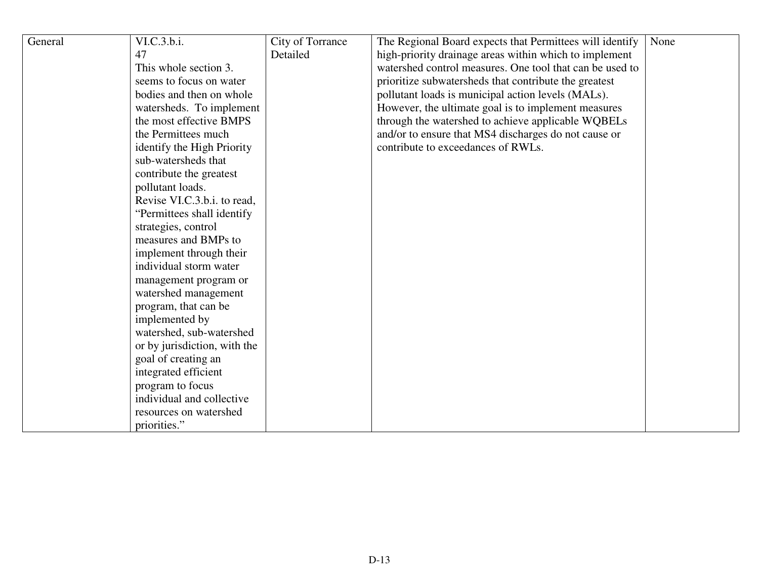| General | VI.C.3.b.i.<br>47<br>This whole section 3. seems to focus on water bodies and then on whole watersheds. To implement the most effective BMPS the Permittees much identify the High Priority sub-watersheds that contribute the greatest pollutant loads.<br>Revise VI.C.3.b.i. to read, "Permittees shall identify strategies, control measures and BMPs to implement through their individual storm water management program or watershed management program, that can be implemented by watershed, sub-watershed or by jurisdiction, with the goal of creating an integrated efficient program to focus individual and collective resources on watershed priorities." | City of Torrance Detailed | The Regional Board expects that Permittees will identify high-priority drainage areas within which to implement watershed control measures. One tool that can be used to prioritize subwatersheds that contribute the greatest pollutant loads is municipal action levels (MALs). However, the ultimate goal is to implement measures through the watershed to achieve applicable WQBELs and/or to ensure that MS4 discharges do not cause or contribute to exceedances of RWLs. | None |
|---|---|---|---|---|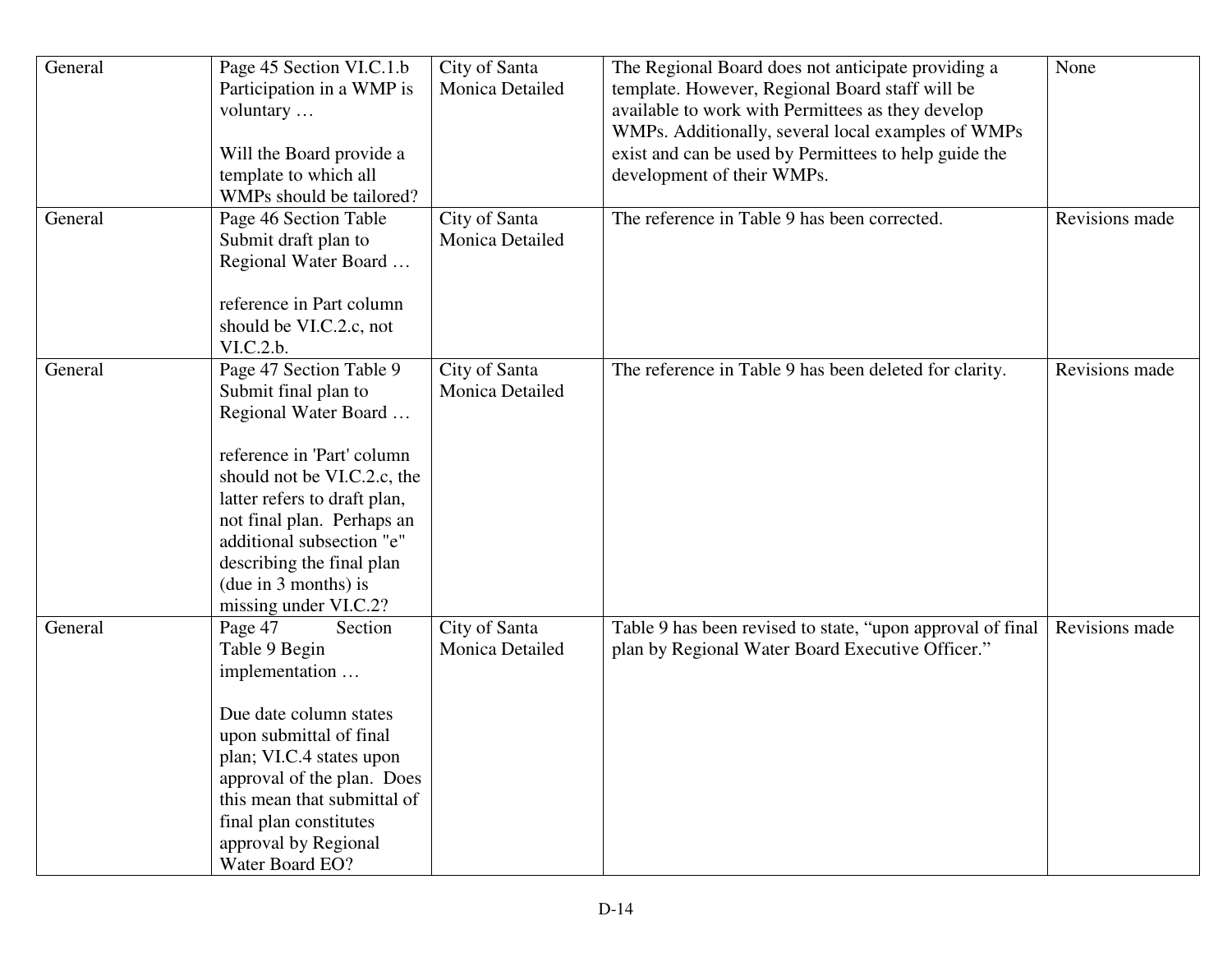| General | Page 45 Section VI.C.1.b Participation in a WMP is voluntary …<br><br>Will the Board provide a template to which all WMPs should be tailored? | City of Santa Monica Detailed | The Regional Board does not anticipate providing a template. However, Regional Board staff will be available to work with Permittees as they develop WMPs. Additionally, several local examples of WMPs exist and can be used by Permittees to help guide the development of their WMPs. | None |
|---|---|---|---|---|
| General | Page 46 Section Table Submit draft plan to Regional Water Board …<br><br>reference in Part column should be VI.C.2.c, not VI.C.2.b. | City of Santa Monica Detailed | The reference in Table 9 has been corrected. | Revisions made |
| General | Page 47 Section Table 9 Submit final plan to Regional Water Board …<br><br>reference in 'Part' column should not be VI.C.2.c, the latter refers to draft plan, not final plan. Perhaps an additional subsection "e" describing the final plan (due in 3 months) is missing under VI.C.2? | City of Santa Monica Detailed | The reference in Table 9 has been deleted for clarity. | Revisions made |
| General | Page 47 Section Table 9 Begin implementation …<br><br>Due date column states upon submittal of final plan; VI.C.4 states upon approval of the plan. Does this mean that submittal of final plan constitutes approval by Regional Water Board EO? | City of Santa Monica Detailed | Table 9 has been revised to state, "upon approval of final plan by Regional Water Board Executive Officer." | Revisions made |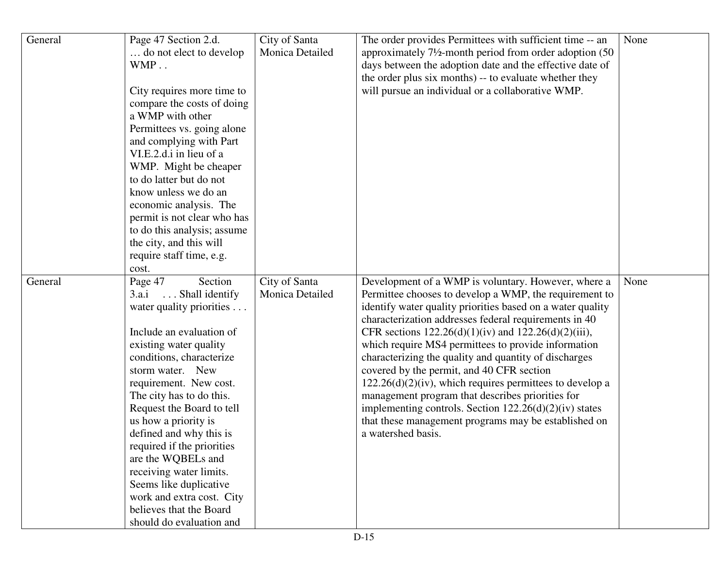| General | Page 47 Section 2.d. … do not elect to develop WMP . .<br><br>City requires more time to compare the costs of doing a WMP with other Permittees vs. going alone and complying with Part VI.E.2.d.i in lieu of a WMP. Might be cheaper to do latter but do not know unless we do an economic analysis. The permit is not clear who has to do this analysis; assume the city, and this will require staff time, e.g. cost. | City of Santa Monica Detailed | The order provides Permittees with sufficient time -- an approximately 7½-month period from order adoption (50 days between the adoption date and the effective date of the order plus six months) -- to evaluate whether they will pursue an individual or a collaborative WMP. | None |
|---|---|---|---|---|
| General | Page 47 Section 3.a.i . . . Shall identify water quality priorities . . .<br><br>Include an evaluation of existing water quality conditions, characterize storm water. New requirement. New cost. The city has to do this. Request the Board to tell us how a priority is defined and why this is required if the priorities are the WQBELs and receiving water limits. Seems like duplicative work and extra cost. City believes that the Board should do evaluation and | City of Santa Monica Detailed | Development of a WMP is voluntary. However, where a Permittee chooses to develop a WMP, the requirement to identify water quality priorities based on a water quality characterization addresses federal requirements in 40 CFR sections 122.26(d)(1)(iv) and 122.26(d)(2)(iii), which require MS4 permittees to provide information characterizing the quality and quantity of discharges covered by the permit, and 40 CFR section 122.26(d)(2)(iv), which requires permittees to develop a management program that describes priorities for implementing controls. Section 122.26(d)(2)(iv) states that these management programs may be established on a watershed basis. | None |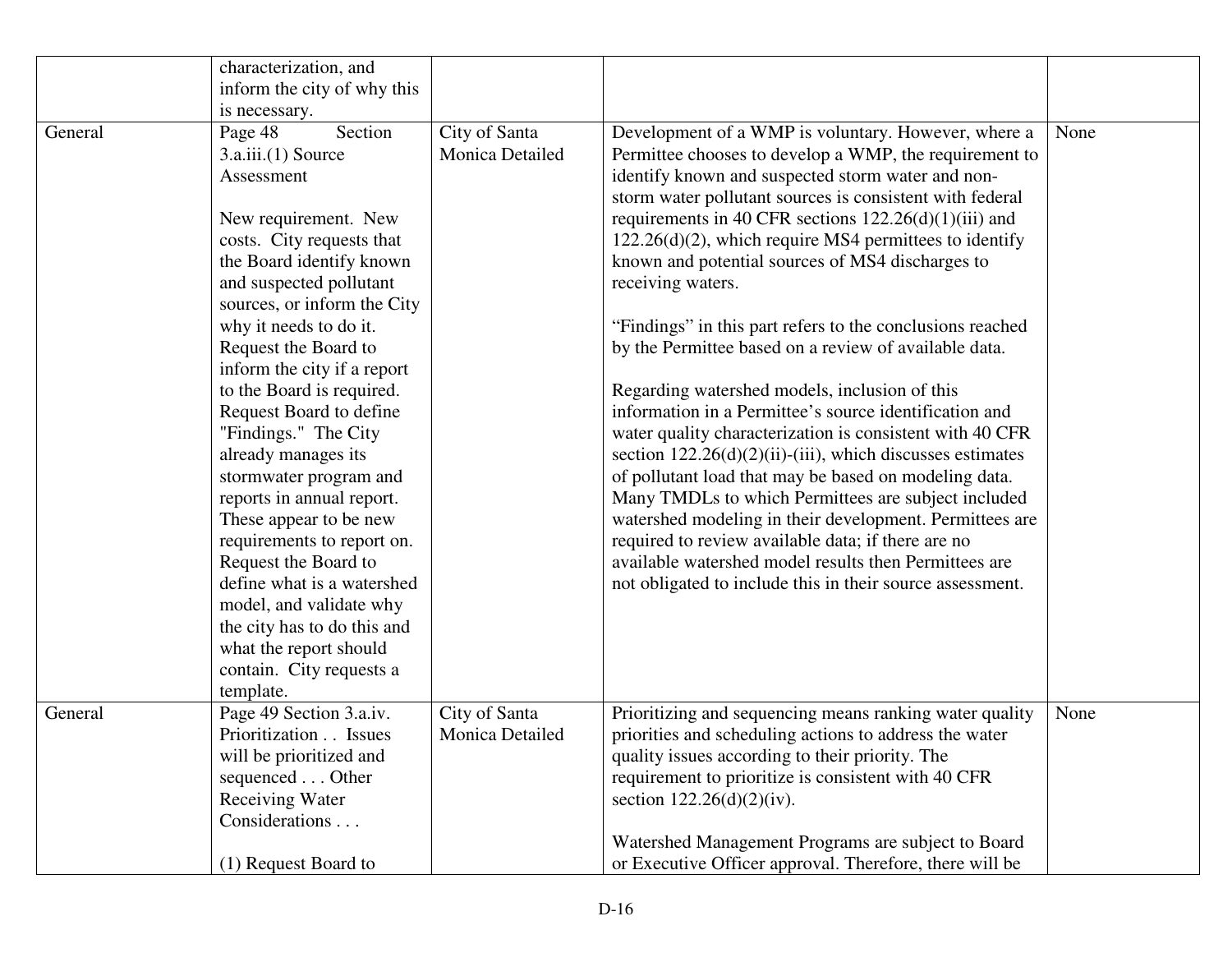| | | | | |
|---|---|---|---|---|
| | characterization, and inform the city of why this is necessary. | | | |
| General | Page 48 Section 3.a.iii.(1) Source Assessment<br><br>New requirement. New costs. City requests that the Board identify known and suspected pollutant sources, or inform the City why it needs to do it. Request the Board to inform the city if a report to the Board is required. Request Board to define "Findings." The City already manages its stormwater program and reports in annual report. These appear to be new requirements to report on. Request the Board to define what is a watershed model, and validate why the city has to do this and what the report should contain. City requests a template. | City of Santa Monica Detailed | Development of a WMP is voluntary. However, where a Permittee chooses to develop a WMP, the requirement to identify known and suspected storm water and non-storm water pollutant sources is consistent with federal requirements in 40 CFR sections 122.26(d)(1)(iii) and 122.26(d)(2), which require MS4 permittees to identify known and potential sources of MS4 discharges to receiving waters.<br><br>"Findings" in this part refers to the conclusions reached by the Permittee based on a review of available data.<br><br>Regarding watershed models, inclusion of this information in a Permittee's source identification and water quality characterization is consistent with 40 CFR section 122.26(d)(2)(ii)-(iii), which discusses estimates of pollutant load that may be based on modeling data. Many TMDLs to which Permittees are subject included watershed modeling in their development. Permittees are required to review available data; if there are no available watershed model results then Permittees are not obligated to include this in their source assessment. | None |
| General | Page 49 Section 3.a.iv. Prioritization . . Issues will be prioritized and sequenced . . . Other Receiving Water Considerations . . .<br><br>(1) Request Board to | City of Santa Monica Detailed | Prioritizing and sequencing means ranking water quality priorities and scheduling actions to address the water quality issues according to their priority. The requirement to prioritize is consistent with 40 CFR section 122.26(d)(2)(iv).<br><br>Watershed Management Programs are subject to Board or Executive Officer approval. Therefore, there will be | None |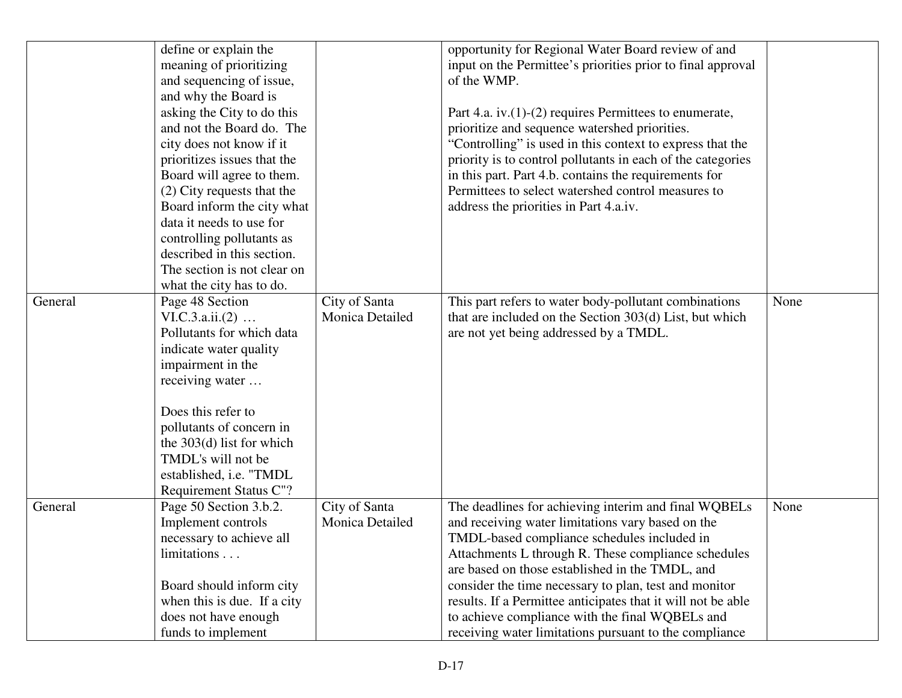| | | | | |
|---|---|---|---|---|
| | define or explain the meaning of prioritizing and sequencing of issue, and why the Board is asking the City to do this and not the Board do. The city does not know if it prioritizes issues that the Board will agree to them. (2) City requests that the Board inform the city what data it needs to use for controlling pollutants as described in this section. The section is not clear on what the city has to do. | | opportunity for Regional Water Board review of and input on the Permittee's priorities prior to final approval of the WMP.<br><br>Part 4.a. iv.(1)-(2) requires Permittees to enumerate, prioritize and sequence watershed priorities. "Controlling" is used in this context to express that the priority is to control pollutants in each of the categories in this part. Part 4.b. contains the requirements for Permittees to select watershed control measures to address the priorities in Part 4.a.iv. | |
| General | Page 48 Section VI.C.3.a.ii.(2) … Pollutants for which data indicate water quality impairment in the receiving water …<br><br>Does this refer to pollutants of concern in the 303(d) list for which TMDL's will not be established, i.e. "TMDL Requirement Status C"? | City of Santa Monica Detailed | This part refers to water body-pollutant combinations that are included on the Section 303(d) List, but which are not yet being addressed by a TMDL. | None |
| General | Page 50 Section 3.b.2. Implement controls necessary to achieve all limitations . . .<br><br>Board should inform city when this is due. If a city does not have enough funds to implement | City of Santa Monica Detailed | The deadlines for achieving interim and final WQBELs and receiving water limitations vary based on the TMDL-based compliance schedules included in Attachments L through R. These compliance schedules are based on those established in the TMDL, and consider the time necessary to plan, test and monitor results. If a Permittee anticipates that it will not be able to achieve compliance with the final WQBELs and receiving water limitations pursuant to the compliance | None |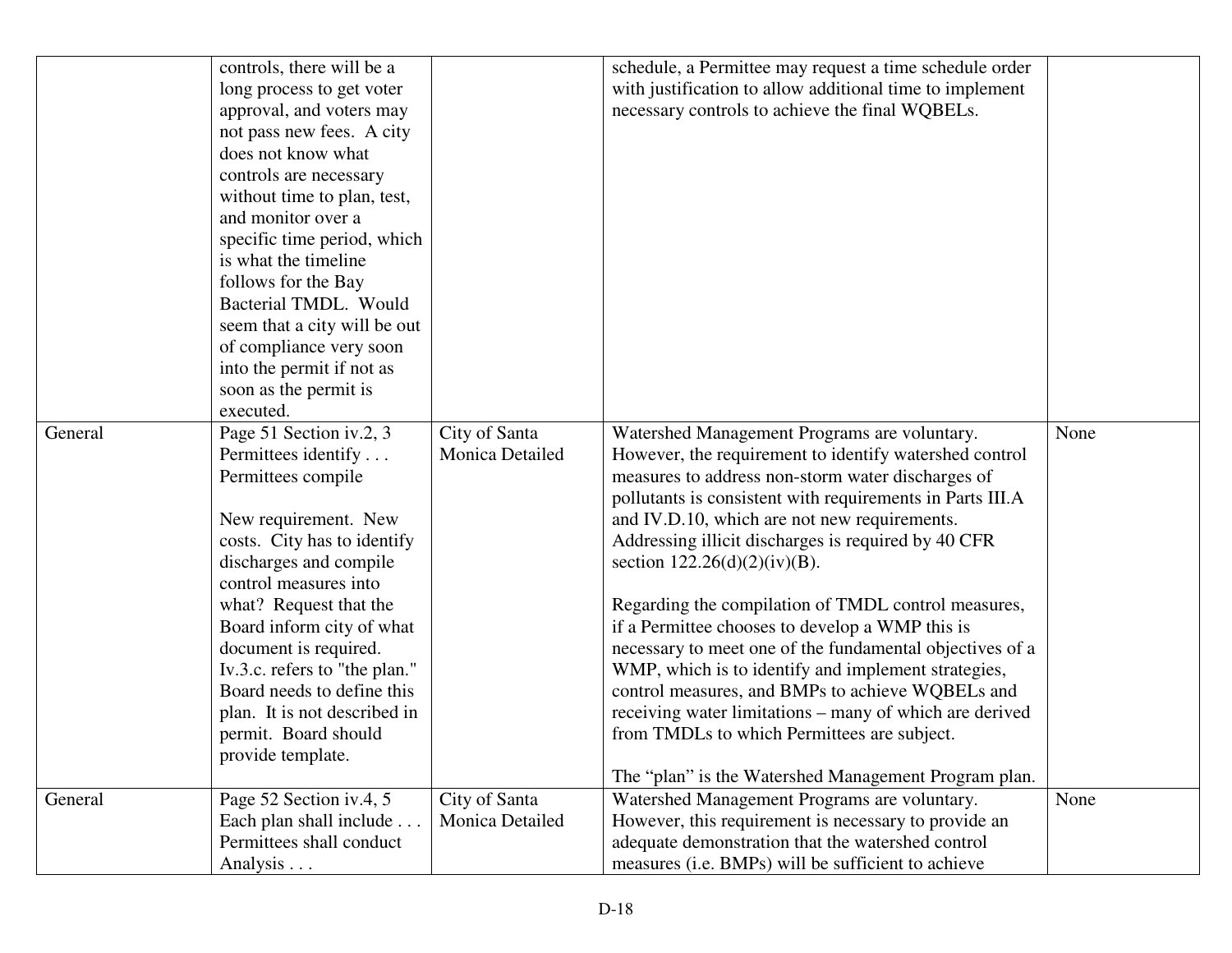| | | | | |
|---|---|---|---|---|
| | controls, there will be a long process to get voter approval, and voters may not pass new fees. A city does not know what controls are necessary without time to plan, test, and monitor over a specific time period, which is what the timeline follows for the Bay Bacterial TMDL. Would seem that a city will be out of compliance very soon into the permit if not as soon as the permit is executed. | | schedule, a Permittee may request a time schedule order with justification to allow additional time to implement necessary controls to achieve the final WQBELs. | |
| General | Page 51 Section iv.2, 3 Permittees identify . . . Permittees compile<br><br>New requirement. New costs. City has to identify discharges and compile control measures into what? Request that the Board inform city of what document is required. Iv.3.c. refers to "the plan." Board needs to define this plan. It is not described in permit. Board should provide template. | City of Santa Monica Detailed | Watershed Management Programs are voluntary. However, the requirement to identify watershed control measures to address non-storm water discharges of pollutants is consistent with requirements in Parts III.A and IV.D.10, which are not new requirements. Addressing illicit discharges is required by 40 CFR section 122.26(d)(2)(iv)(B).<br><br>Regarding the compilation of TMDL control measures, if a Permittee chooses to develop a WMP this is necessary to meet one of the fundamental objectives of a WMP, which is to identify and implement strategies, control measures, and BMPs to achieve WQBELs and receiving water limitations – many of which are derived from TMDLs to which Permittees are subject.<br><br>The "plan" is the Watershed Management Program plan. | None |
| General | Page 52 Section iv.4, 5 Each plan shall include . . . Permittees shall conduct Analysis . . . | City of Santa Monica Detailed | Watershed Management Programs are voluntary. However, this requirement is necessary to provide an adequate demonstration that the watershed control measures (i.e. BMPs) will be sufficient to achieve | None |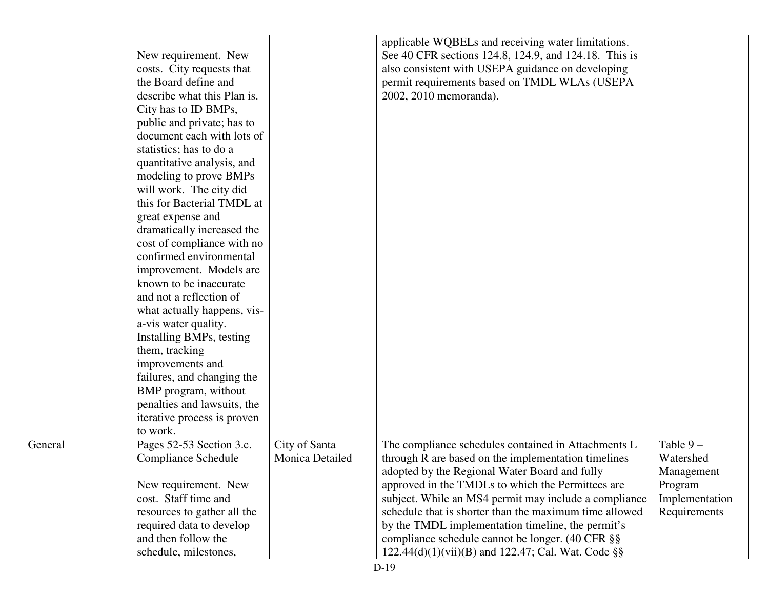| | | | | |
|---|---|---|---|---|
| | New requirement. New costs. City requests that the Board define and describe what this Plan is. City has to ID BMPs, public and private; has to document each with lots of statistics; has to do a quantitative analysis, and modeling to prove BMPs will work. The city did this for Bacterial TMDL at great expense and dramatically increased the cost of compliance with no confirmed environmental improvement. Models are known to be inaccurate and not a reflection of what actually happens, vis-a-vis water quality. Installing BMPs, testing them, tracking improvements and failures, and changing the BMP program, without penalties and lawsuits, the iterative process is proven to work. | | applicable WQBELs and receiving water limitations. See 40 CFR sections 124.8, 124.9, and 124.18. This is also consistent with USEPA guidance on developing permit requirements based on TMDL WLAs (USEPA 2002, 2010 memoranda). | |
| General | Pages 52-53 Section 3.c. Compliance Schedule<br><br>New requirement. New cost. Staff time and resources to gather all the required data to develop and then follow the schedule, milestones, | City of Santa Monica Detailed | The compliance schedules contained in Attachments L through R are based on the implementation timelines adopted by the Regional Water Board and fully approved in the TMDLs to which the Permittees are subject. While an MS4 permit may include a compliance schedule that is shorter than the maximum time allowed by the TMDL implementation timeline, the permit's compliance schedule cannot be longer. (40 CFR §§ 122.44(d)(1)(vii)(B) and 122.47; Cal. Wat. Code §§ | Table 9 – Watershed Management Program Implementation Requirements |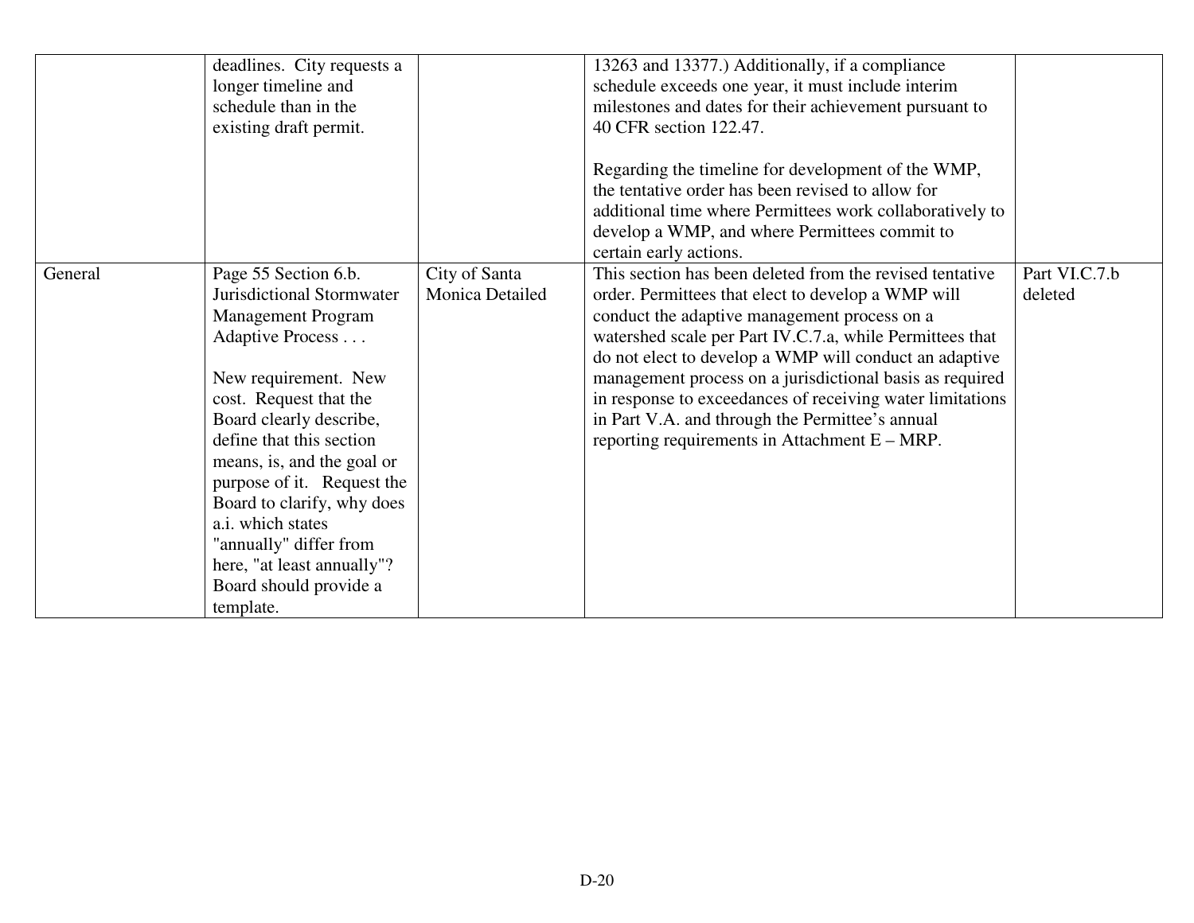| | | | | |
|---|---|---|---|---|
| | deadlines. City requests a longer timeline and schedule than in the existing draft permit. | | 13263 and 13377.) Additionally, if a compliance schedule exceeds one year, it must include interim milestones and dates for their achievement pursuant to 40 CFR section 122.47.<br><br>Regarding the timeline for development of the WMP, the tentative order has been revised to allow for additional time where Permittees work collaboratively to develop a WMP, and where Permittees commit to certain early actions. | |
| General | Page 55 Section 6.b. Jurisdictional Stormwater Management Program Adaptive Process . . .<br><br>New requirement. New cost. Request that the Board clearly describe, define that this section means, is, and the goal or purpose of it. Request the Board to clarify, why does a.i. which states "annually" differ from here, "at least annually"? Board should provide a template. | City of Santa Monica Detailed | This section has been deleted from the revised tentative order. Permittees that elect to develop a WMP will conduct the adaptive management process on a watershed scale per Part IV.C.7.a, while Permittees that do not elect to develop a WMP will conduct an adaptive management process on a jurisdictional basis as required in response to exceedances of receiving water limitations in Part V.A. and through the Permittee's annual reporting requirements in Attachment E – MRP. | Part VI.C.7.b deleted |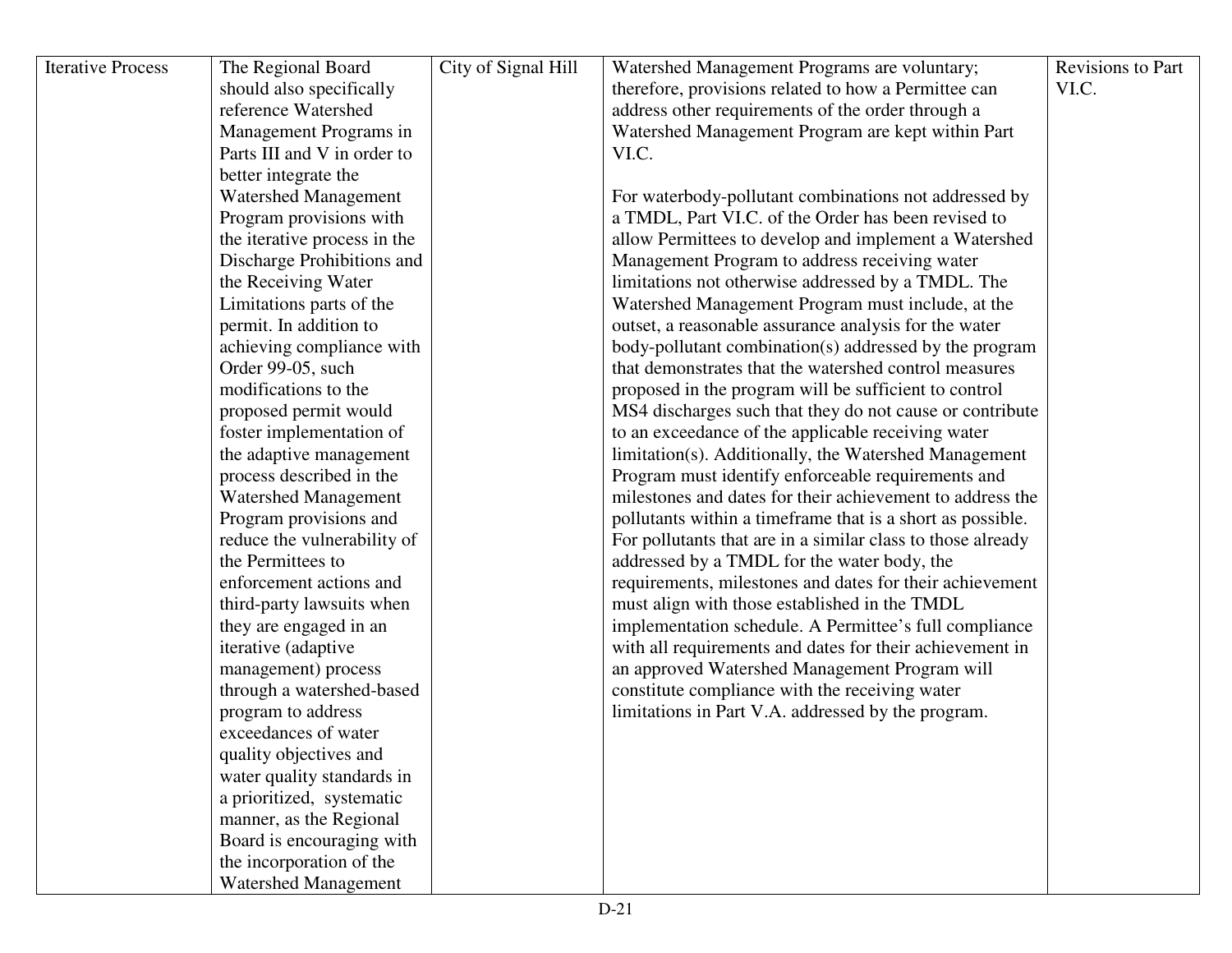| Iterative Process | The Regional Board should also specifically reference Watershed Management Programs in Parts III and V in order to better integrate the Watershed Management Program provisions with the iterative process in the Discharge Prohibitions and the Receiving Water Limitations parts of the permit. In addition to achieving compliance with Order 99-05, such modifications to the proposed permit would foster implementation of the adaptive management process described in the Watershed Management Program provisions and reduce the vulnerability of the Permittees to enforcement actions and third-party lawsuits when they are engaged in an iterative (adaptive management) process through a watershed-based program to address exceedances of water quality objectives and water quality standards in a prioritized, systematic manner, as the Regional Board is encouraging with the incorporation of the Watershed Management | City of Signal Hill | Watershed Management Programs are voluntary; therefore, provisions related to how a Permittee can address other requirements of the order through a Watershed Management Program are kept within Part VI.C.<br><br>For waterbody-pollutant combinations not addressed by a TMDL, Part VI.C. of the Order has been revised to allow Permittees to develop and implement a Watershed Management Program to address receiving water limitations not otherwise addressed by a TMDL. The Watershed Management Program must include, at the outset, a reasonable assurance analysis for the water body-pollutant combination(s) addressed by the program that demonstrates that the watershed control measures proposed in the program will be sufficient to control MS4 discharges such that they do not cause or contribute to an exceedance of the applicable receiving water limitation(s). Additionally, the Watershed Management Program must identify enforceable requirements and milestones and dates for their achievement to address the pollutants within a timeframe that is a short as possible. For pollutants that are in a similar class to those already addressed by a TMDL for the water body, the requirements, milestones and dates for their achievement must align with those established in the TMDL implementation schedule. A Permittee's full compliance with all requirements and dates for their achievement in an approved Watershed Management Program will constitute compliance with the receiving water limitations in Part V.A. addressed by the program. | Revisions to Part VI.C. |
|---|---|---|---|---|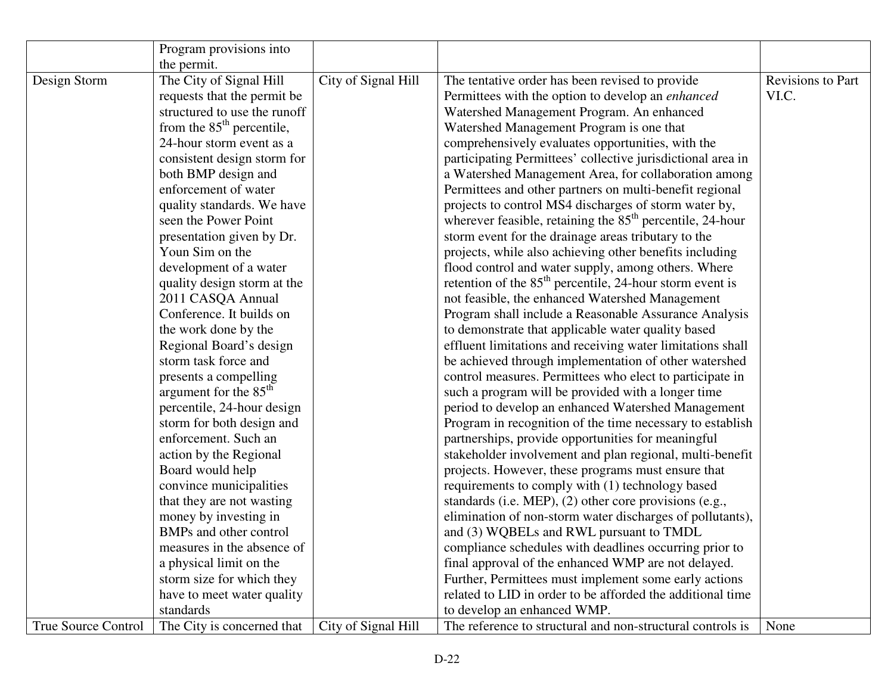| | | | | |
|---|---|---|---|---|
| | Program provisions into the permit. | | | |
| Design Storm | The City of Signal Hill requests that the permit be structured to use the runoff from the $85^{th}$ percentile, 24-hour storm event as a consistent design storm for both BMP design and enforcement of water quality standards. We have seen the Power Point presentation given by Dr. Youn Sim on the development of a water quality design storm at the 2011 CASQA Annual Conference. It builds on the work done by the Regional Board's design storm task force and presents a compelling argument for the $85^{th}$ percentile, 24-hour design storm for both design and enforcement. Such an action by the Regional Board would help convince municipalities that they are not wasting money by investing in BMPs and other control measures in the absence of a physical limit on the storm size for which they have to meet water quality standards | City of Signal Hill | The tentative order has been revised to provide Permittees with the option to develop an *enhanced* Watershed Management Program. An enhanced Watershed Management Program is one that comprehensively evaluates opportunities, with the participating Permittees' collective jurisdictional area in a Watershed Management Area, for collaboration among Permittees and other partners on multi-benefit regional projects to control MS4 discharges of storm water by, wherever feasible, retaining the $85^{th}$ percentile, 24-hour storm event for the drainage areas tributary to the projects, while also achieving other benefits including flood control and water supply, among others. Where retention of the $85^{th}$ percentile, 24-hour storm event is not feasible, the enhanced Watershed Management Program shall include a Reasonable Assurance Analysis to demonstrate that applicable water quality based effluent limitations and receiving water limitations shall be achieved through implementation of other watershed control measures. Permittees who elect to participate in such a program will be provided with a longer time period to develop an enhanced Watershed Management Program in recognition of the time necessary to establish partnerships, provide opportunities for meaningful stakeholder involvement and plan regional, multi-benefit projects. However, these programs must ensure that requirements to comply with (1) technology based standards (i.e. MEP), (2) other core provisions (e.g., elimination of non-storm water discharges of pollutants), and (3) WQBELs and RWL pursuant to TMDL compliance schedules with deadlines occurring prior to final approval of the enhanced WMP are not delayed. Further, Permittees must implement some early actions related to LID in order to be afforded the additional time to develop an enhanced WMP. | Revisions to Part VI.C. |
| True Source Control | The City is concerned that | City of Signal Hill | The reference to structural and non-structural controls is | None |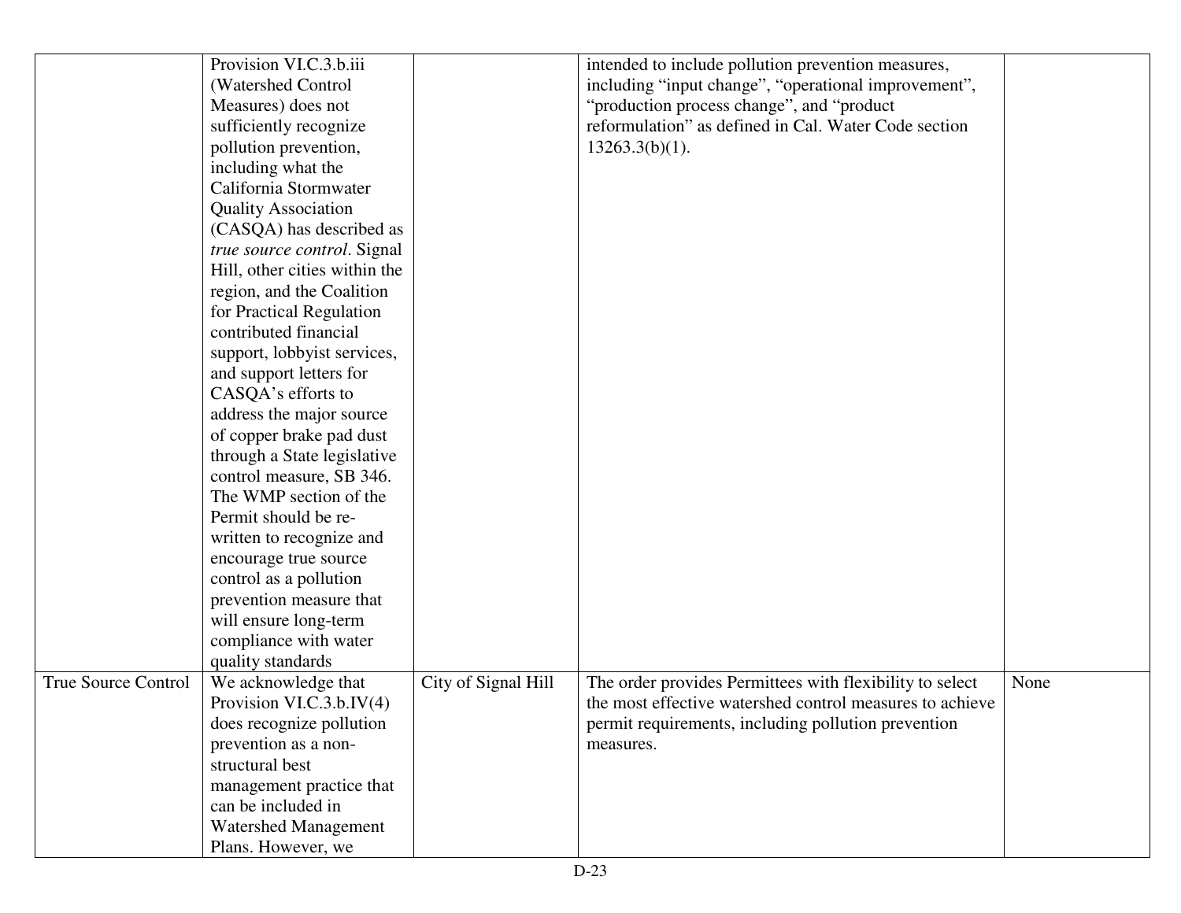| | | | | |
|---|---|---|---|---|
| | Provision VI.C.3.b.iii (Watershed Control Measures) does not sufficiently recognize pollution prevention, including what the California Stormwater Quality Association (CASQA) has described as *true source control*. Signal Hill, other cities within the region, and the Coalition for Practical Regulation contributed financial support, lobbyist services, and support letters for CASQA's efforts to address the major source of copper brake pad dust through a State legislative control measure, SB 346. The WMP section of the Permit should be re-written to recognize and encourage true source control as a pollution prevention measure that will ensure long-term compliance with water quality standards | | intended to include pollution prevention measures, including "input change", "operational improvement", "production process change", and "product reformulation" as defined in Cal. Water Code section 13263.3(b)(1). | |
| True Source Control | We acknowledge that Provision VI.C.3.b.IV(4) does recognize pollution prevention as a non-structural best management practice that can be included in Watershed Management Plans. However, we | City of Signal Hill | The order provides Permittees with flexibility to select the most effective watershed control measures to achieve permit requirements, including pollution prevention measures. | None |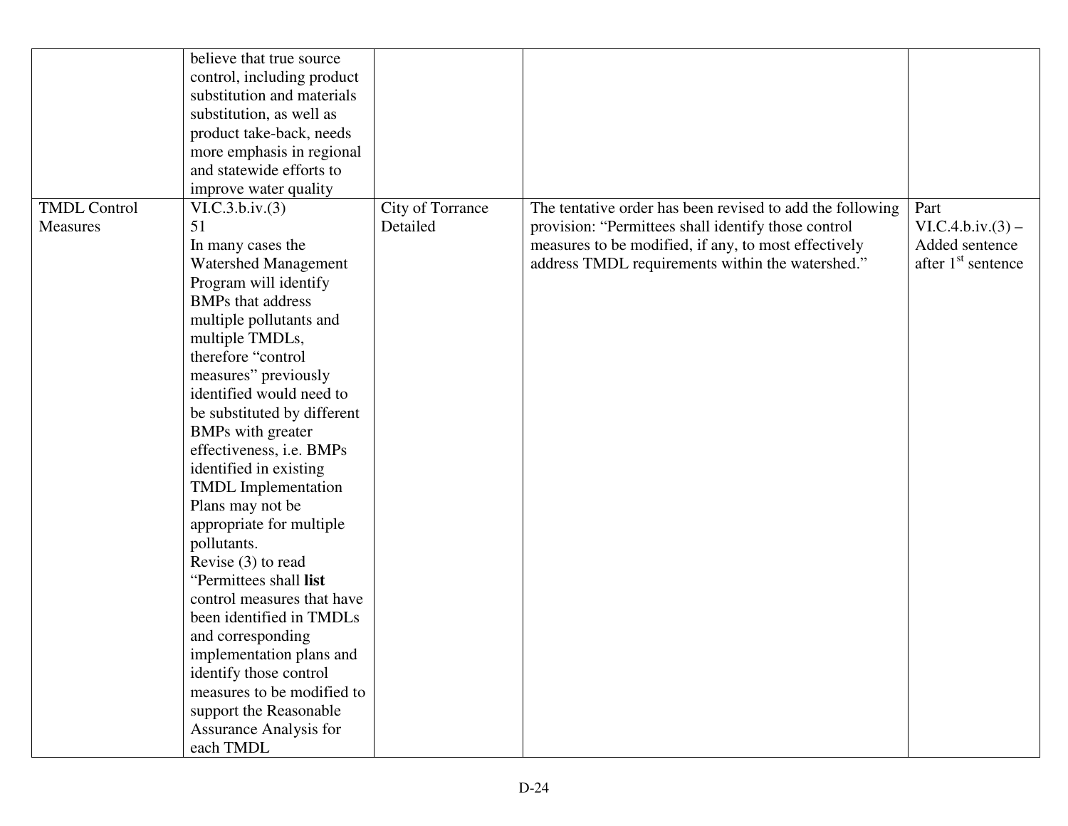| | | | | |
|---|---|---|---|---|
| | believe that true source control, including product substitution and materials substitution, as well as product take-back, needs more emphasis in regional and statewide efforts to improve water quality | | | |
| TMDL Control Measures | VI.C.3.b.iv.(3)<br>51<br>In many cases the Watershed Management Program will identify BMPs that address multiple pollutants and multiple TMDLs, therefore "control measures" previously identified would need to be substituted by different BMPs with greater effectiveness, i.e. BMPs identified in existing TMDL Implementation Plans may not be appropriate for multiple pollutants.<br>Revise (3) to read "Permittees shall **list** control measures that have been identified in TMDLs and corresponding implementation plans and identify those control measures to be modified to support the Reasonable Assurance Analysis for each TMDL | City of Torrance Detailed | The tentative order has been revised to add the following provision: "Permittees shall identify those control measures to be modified, if any, to most effectively address TMDL requirements within the watershed." | Part VI.C.4.b.iv.(3) – Added sentence after 1st sentence |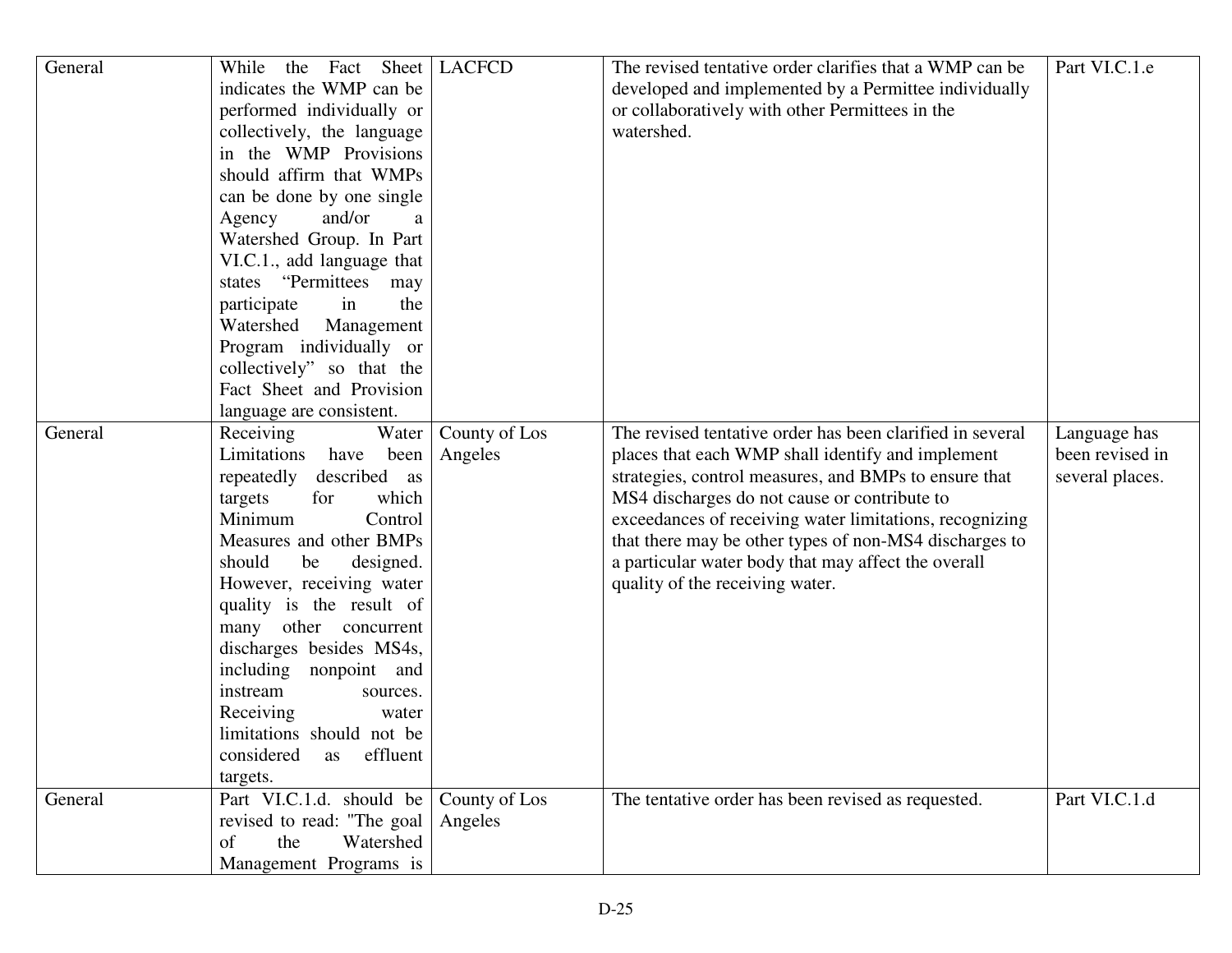| General | While the Fact Sheet indicates the WMP can be performed individually or collectively, the language in the WMP Provisions should affirm that WMPs can be done by one single Agency and/or a Watershed Group. In Part VI.C.1., add language that states "Permittees may participate in the Watershed Management Program individually or collectively" so that the Fact Sheet and Provision language are consistent. | LACFCD | The revised tentative order clarifies that a WMP can be developed and implemented by a Permittee individually or collaboratively with other Permittees in the watershed. | Part VI.C.1.e |
|---|---|---|---|---|
| General | Receiving Water Limitations have been repeatedly described as targets for which Minimum Control Measures and other BMPs should be designed. However, receiving water quality is the result of many other concurrent discharges besides MS4s, including nonpoint and instream sources. Receiving water limitations should not be considered as effluent targets. | County of Los Angeles | The revised tentative order has been clarified in several places that each WMP shall identify and implement strategies, control measures, and BMPs to ensure that MS4 discharges do not cause or contribute to exceedances of receiving water limitations, recognizing that there may be other types of non-MS4 discharges to a particular water body that may affect the overall quality of the receiving water. | Language has been revised in several places. |
| General | Part VI.C.1.d. should be revised to read: "The goal of the Watershed Management Programs is | County of Los Angeles | The tentative order has been revised as requested. | Part VI.C.1.d |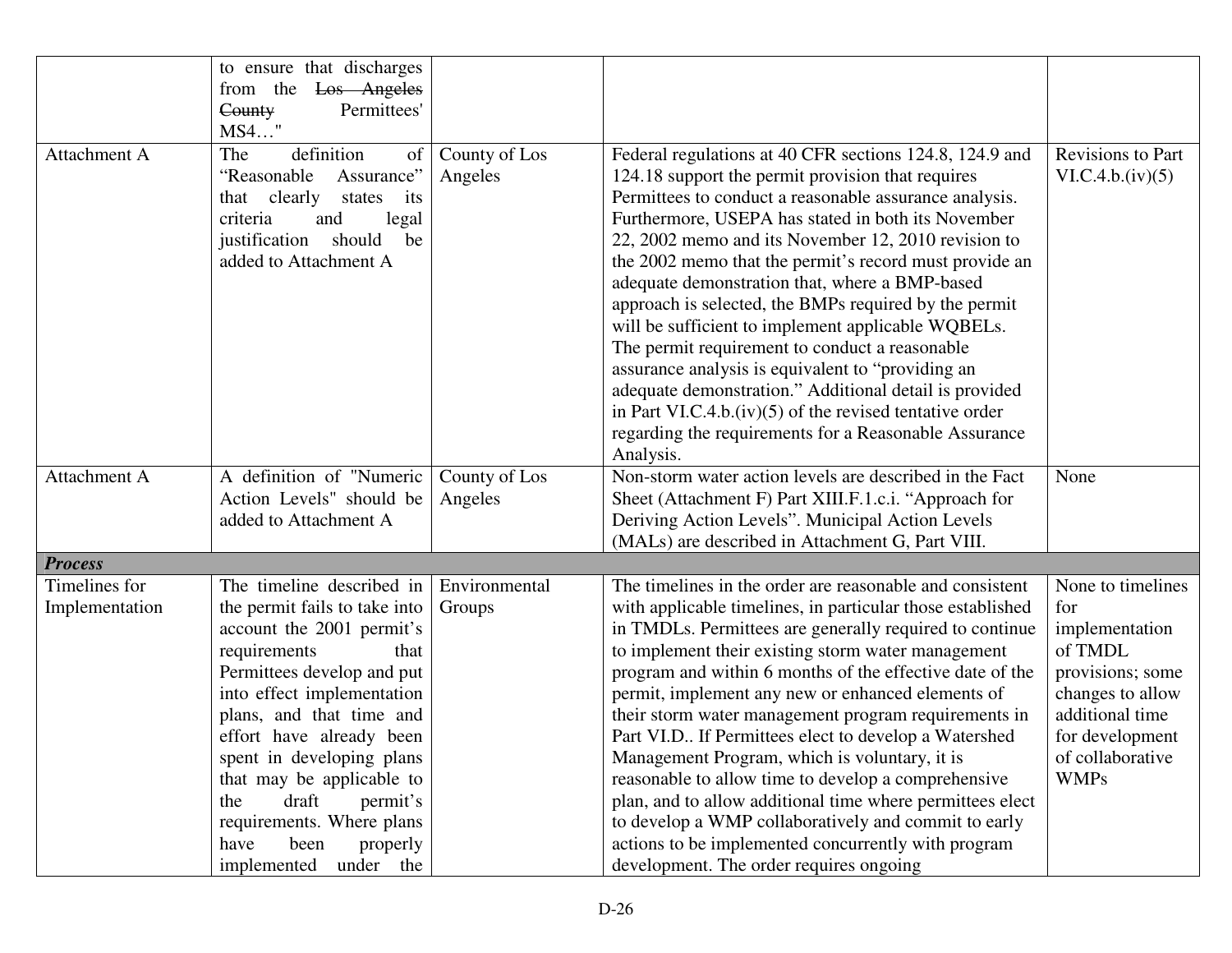| | | | | |
|---|---|---|---|---|
| | to ensure that discharges from the ~~Los Angeles County~~ Permittees' MS4…" | | | |
| Attachment A | The definition of "Reasonable Assurance" that clearly states its criteria and legal justification should be added to Attachment A | County of Los Angeles | Federal regulations at 40 CFR sections 124.8, 124.9 and 124.18 support the permit provision that requires Permittees to conduct a reasonable assurance analysis. Furthermore, USEPA has stated in both its November 22, 2002 memo and its November 12, 2010 revision to the 2002 memo that the permit's record must provide an adequate demonstration that, where a BMP-based approach is selected, the BMPs required by the permit will be sufficient to implement applicable WQBELs. The permit requirement to conduct a reasonable assurance analysis is equivalent to "providing an adequate demonstration." Additional detail is provided in Part VI.C.4.b.(iv)(5) of the revised tentative order regarding the requirements for a Reasonable Assurance Analysis. | Revisions to Part VI.C.4.b.(iv)(5) |
| Attachment A | A definition of "Numeric Action Levels" should be added to Attachment A | County of Los Angeles | Non-storm water action levels are described in the Fact Sheet (Attachment F) Part XIII.F.1.c.i. "Approach for Deriving Action Levels". Municipal Action Levels (MALs) are described in Attachment G, Part VIII. | None |
| ***Process*** | | | | |
| Timelines for Implementation | The timeline described in the permit fails to take into account the 2001 permit's requirements that Permittees develop and put into effect implementation plans, and that time and effort have already been spent in developing plans that may be applicable to the draft permit's requirements. Where plans have been properly implemented under the | Environmental Groups | The timelines in the order are reasonable and consistent with applicable timelines, in particular those established in TMDLs. Permittees are generally required to continue to implement their existing storm water management program and within 6 months of the effective date of the permit, implement any new or enhanced elements of their storm water management program requirements in Part VI.D.. If Permittees elect to develop a Watershed Management Program, which is voluntary, it is reasonable to allow time to develop a comprehensive plan, and to allow additional time where permittees elect to develop a WMP collaboratively and commit to early actions to be implemented concurrently with program development. The order requires ongoing | None to timelines for implementation of TMDL provisions; some changes to allow additional time for development of collaborative WMPs |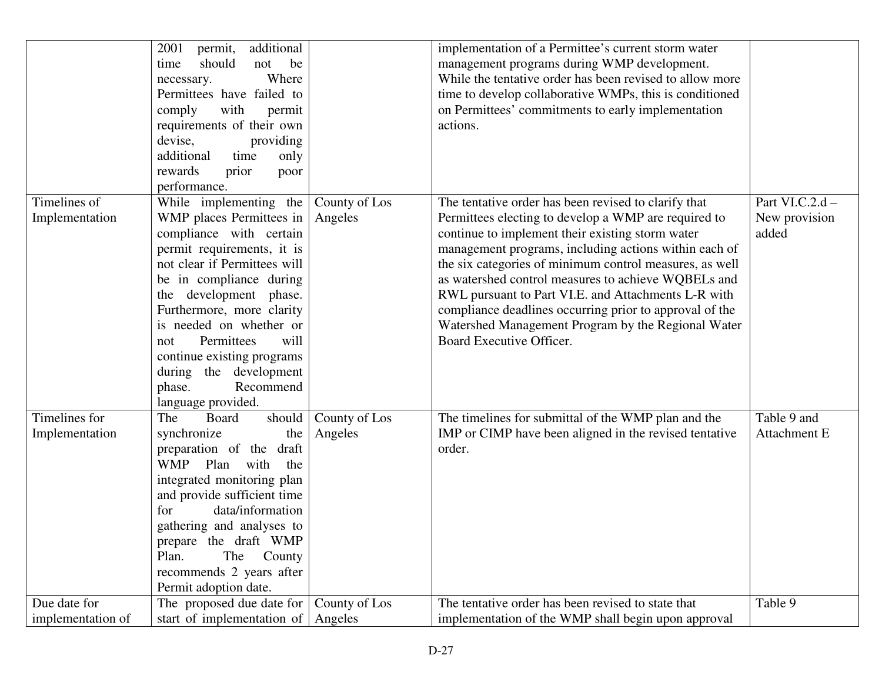| | | | | |
|---|---|---|---|---|
| | 2001 permit, additional time should not be necessary. Where Permittees have failed to comply with permit requirements of their own devise, providing additional time only rewards prior poor performance. | | implementation of a Permittee's current storm water management programs during WMP development. While the tentative order has been revised to allow more time to develop collaborative WMPs, this is conditioned on Permittees' commitments to early implementation actions. | |
| Timelines of Implementation | While implementing the WMP places Permittees in compliance with certain permit requirements, it is not clear if Permittees will be in compliance during the development phase. Furthermore, more clarity is needed on whether or not Permittees will continue existing programs during the development phase. Recommend language provided. | County of Los Angeles | The tentative order has been revised to clarify that Permittees electing to develop a WMP are required to continue to implement their existing storm water management programs, including actions within each of the six categories of minimum control measures, as well as watershed control measures to achieve WQBELs and RWL pursuant to Part VI.E. and Attachments L-R with compliance deadlines occurring prior to approval of the Watershed Management Program by the Regional Water Board Executive Officer. | Part VI.C.2.d – New provision added |
| Timelines for Implementation | The Board should synchronize the preparation of the draft WMP Plan with the integrated monitoring plan and provide sufficient time for data/information gathering and analyses to prepare the draft WMP Plan. The County recommends 2 years after Permit adoption date. | County of Los Angeles | The timelines for submittal of the WMP plan and the IMP or CIMP have been aligned in the revised tentative order. | Table 9 and Attachment E |
| Due date for implementation of | The proposed due date for start of implementation of | County of Los Angeles | The tentative order has been revised to state that implementation of the WMP shall begin upon approval | Table 9 |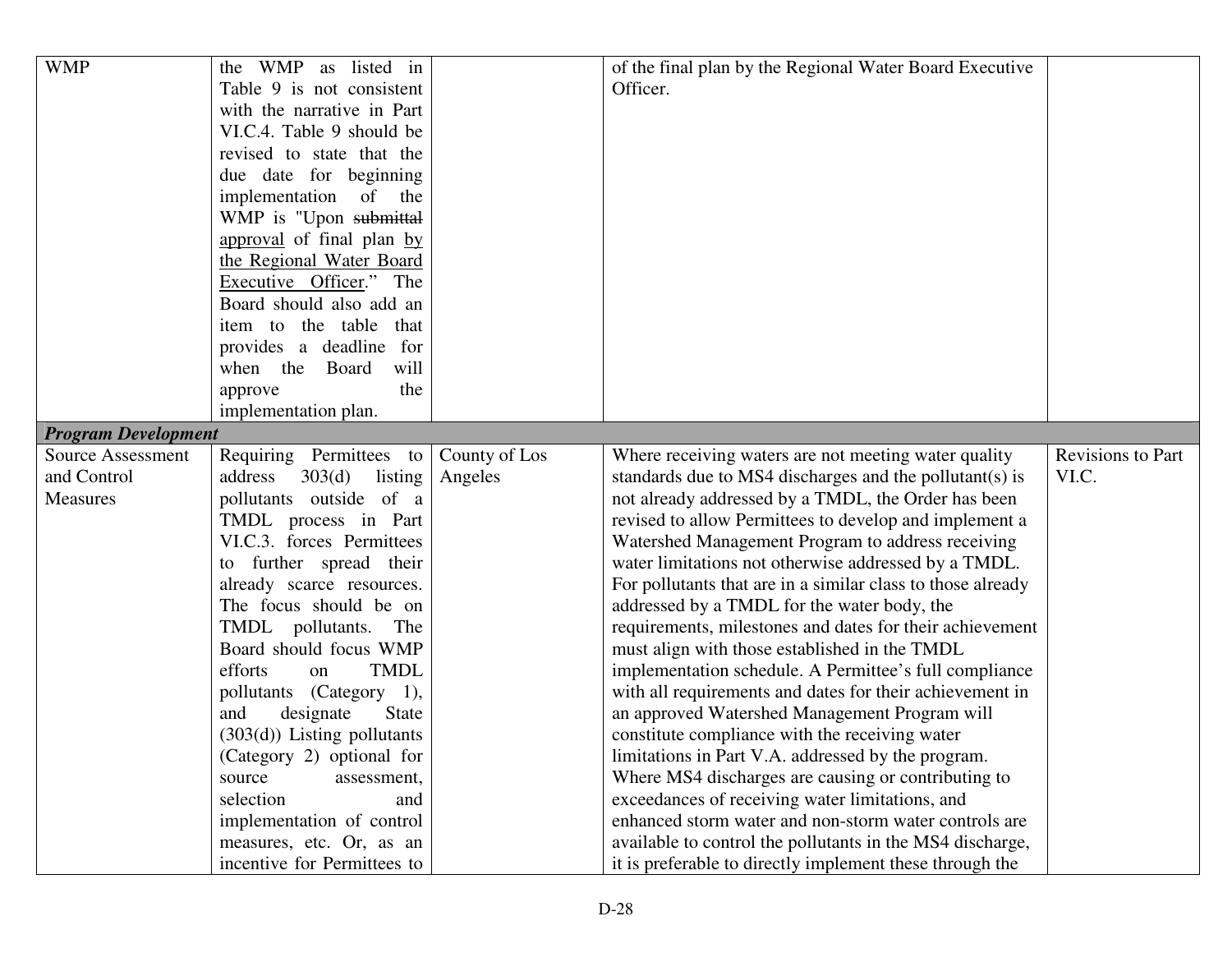| | | | | |
|---|---|---|---|---|
| WMP | the WMP as listed in Table 9 is not consistent with the narrative in Part VI.C.4. Table 9 should be revised to state that the due date for beginning implementation of the WMP is "Upon ~~submittal~~ <u>approval</u> of final plan <u>by the Regional Water Board Executive Officer</u>." The Board should also add an item to the table that provides a deadline for when the Board will approve the implementation plan. | | of the final plan by the Regional Water Board Executive Officer. | |
| ***Program Development*** | | | | |
| Source Assessment and Control Measures | Requiring Permittees to address 303(d) listing pollutants outside of a TMDL process in Part VI.C.3. forces Permittees to further spread their already scarce resources. The focus should be on TMDL pollutants. The Board should focus WMP efforts on TMDL pollutants (Category 1), and designate State (303(d)) Listing pollutants (Category 2) optional for source assessment, selection and implementation of control measures, etc. Or, as an incentive for Permittees to | County of Los Angeles | Where receiving waters are not meeting water quality standards due to MS4 discharges and the pollutant(s) is not already addressed by a TMDL, the Order has been revised to allow Permittees to develop and implement a Watershed Management Program to address receiving water limitations not otherwise addressed by a TMDL. For pollutants that are in a similar class to those already addressed by a TMDL for the water body, the requirements, milestones and dates for their achievement must align with those established in the TMDL implementation schedule. A Permittee's full compliance with all requirements and dates for their achievement in an approved Watershed Management Program will constitute compliance with the receiving water limitations in Part V.A. addressed by the program. Where MS4 discharges are causing or contributing to exceedances of receiving water limitations, and enhanced storm water and non-storm water controls are available to control the pollutants in the MS4 discharge, it is preferable to directly implement these through the | Revisions to Part VI.C. |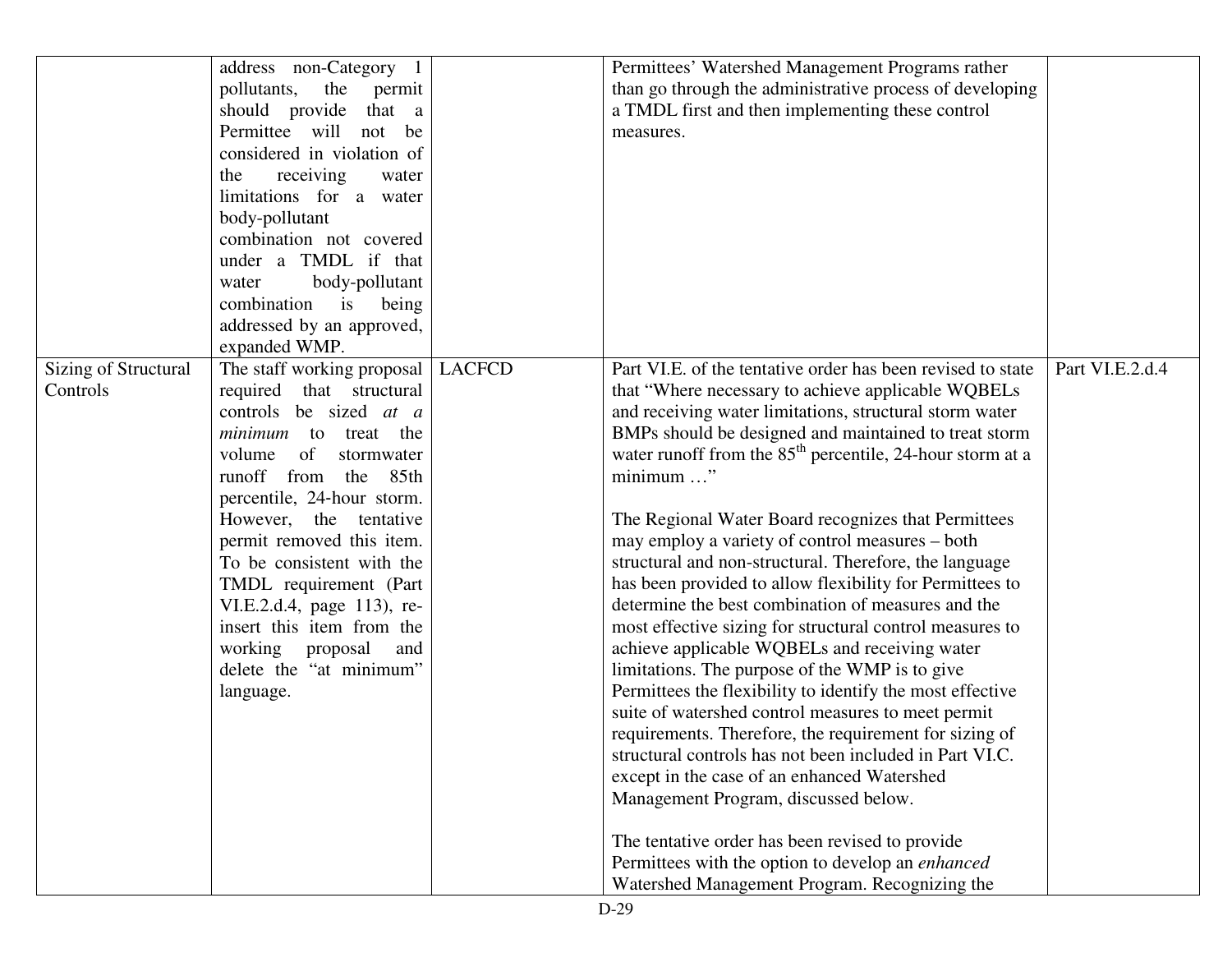| | | | | |
|---|---|---|---|---|
| | address non-Category 1 pollutants, the permit should provide that a Permittee will not be considered in violation of the receiving water limitations for a water body-pollutant combination not covered under a TMDL if that water body-pollutant combination is being addressed by an approved, expanded WMP. | | Permittees' Watershed Management Programs rather than go through the administrative process of developing a TMDL first and then implementing these control measures. | |
| Sizing of Structural Controls | The staff working proposal required that structural controls be sized *at a minimum* to treat the volume of stormwater runoff from the 85th percentile, 24-hour storm. However, the tentative permit removed this item. To be consistent with the TMDL requirement (Part VI.E.2.d.4, page 113), re-insert this item from the working proposal and delete the "at minimum" language. | LACFCD | Part VI.E. of the tentative order has been revised to state that "Where necessary to achieve applicable WQBELs and receiving water limitations, structural storm water BMPs should be designed and maintained to treat storm water runoff from the 85th percentile, 24-hour storm at a minimum …"<br><br>The Regional Water Board recognizes that Permittees may employ a variety of control measures – both structural and non-structural. Therefore, the language has been provided to allow flexibility for Permittees to determine the best combination of measures and the most effective sizing for structural control measures to achieve applicable WQBELs and receiving water limitations. The purpose of the WMP is to give Permittees the flexibility to identify the most effective suite of watershed control measures to meet permit requirements. Therefore, the requirement for sizing of structural controls has not been included in Part VI.C. except in the case of an enhanced Watershed Management Program, discussed below.<br><br>The tentative order has been revised to provide Permittees with the option to develop an *enhanced* Watershed Management Program. Recognizing the | Part VI.E.2.d.4 |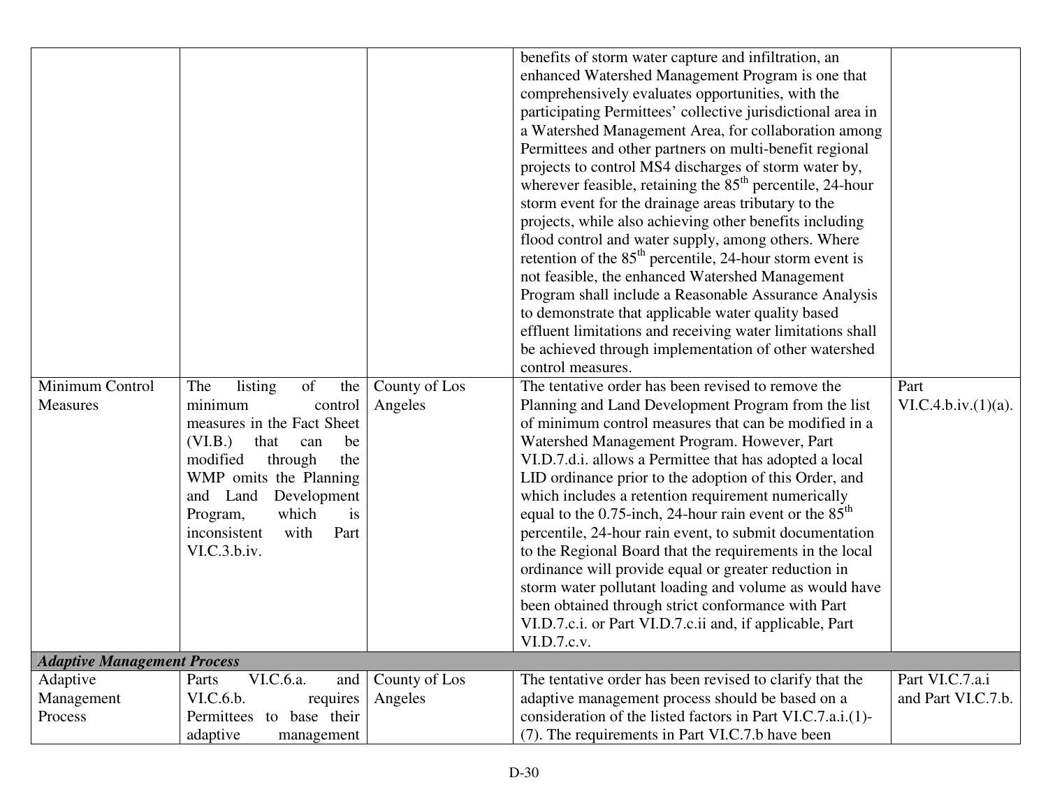| | | | | |
|---|---|---|---|---|
| | | | benefits of storm water capture and infiltration, an enhanced Watershed Management Program is one that comprehensively evaluates opportunities, with the participating Permittees' collective jurisdictional area in a Watershed Management Area, for collaboration among Permittees and other partners on multi-benefit regional projects to control MS4 discharges of storm water by, wherever feasible, retaining the 85th percentile, 24-hour storm event for the drainage areas tributary to the projects, while also achieving other benefits including flood control and water supply, among others. Where retention of the 85th percentile, 24-hour storm event is not feasible, the enhanced Watershed Management Program shall include a Reasonable Assurance Analysis to demonstrate that applicable water quality based effluent limitations and receiving water limitations shall be achieved through implementation of other watershed control measures. | |
| Minimum Control Measures | The listing of the minimum control measures in the Fact Sheet (VI.B.) that can be modified through the WMP omits the Planning and Land Development Program, which is inconsistent with Part VI.C.3.b.iv. | County of Los Angeles | The tentative order has been revised to remove the Planning and Land Development Program from the list of minimum control measures that can be modified in a Watershed Management Program. However, Part VI.D.7.d.i. allows a Permittee that has adopted a local LID ordinance prior to the adoption of this Order, and which includes a retention requirement numerically equal to the 0.75-inch, 24-hour rain event or the 85th percentile, 24-hour rain event, to submit documentation to the Regional Board that the requirements in the local ordinance will provide equal or greater reduction in storm water pollutant loading and volume as would have been obtained through strict conformance with Part VI.D.7.c.i. or Part VI.D.7.c.ii and, if applicable, Part VI.D.7.c.v. | Part VI.C.4.b.iv.(1)(a). |
| ***Adaptive Management Process*** | | | | |
| Adaptive Management Process | Parts VI.C.6.a. and VI.C.6.b. requires Permittees to base their adaptive management | County of Los Angeles | The tentative order has been revised to clarify that the adaptive management process should be based on a consideration of the listed factors in Part VI.C.7.a.i.(1)-(7). The requirements in Part VI.C.7.b have been | Part VI.C.7.a.i and Part VI.C.7.b. |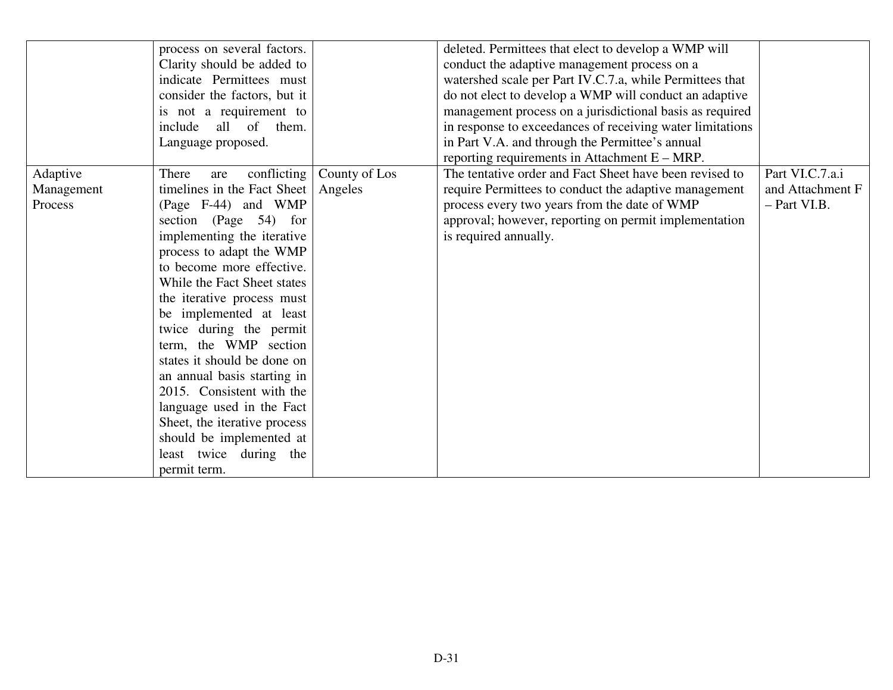| | | | | |
|---|---|---|---|---|
| | process on several factors. Clarity should be added to indicate Permittees must consider the factors, but it is not a requirement to include all of them. Language proposed. | | deleted. Permittees that elect to develop a WMP will conduct the adaptive management process on a watershed scale per Part IV.C.7.a, while Permittees that do not elect to develop a WMP will conduct an adaptive management process on a jurisdictional basis as required in response to exceedances of receiving water limitations in Part V.A. and through the Permittee's annual reporting requirements in Attachment E – MRP. | |
| Adaptive Management Process | There are conflicting timelines in the Fact Sheet (Page F-44) and WMP section (Page 54) for implementing the iterative process to adapt the WMP to become more effective. While the Fact Sheet states the iterative process must be implemented at least twice during the permit term, the WMP section states it should be done on an annual basis starting in 2015. Consistent with the language used in the Fact Sheet, the iterative process should be implemented at least twice during the permit term. | County of Los Angeles | The tentative order and Fact Sheet have been revised to require Permittees to conduct the adaptive management process every two years from the date of WMP approval; however, reporting on permit implementation is required annually. | Part VI.C.7.a.i and Attachment F – Part VI.B. |